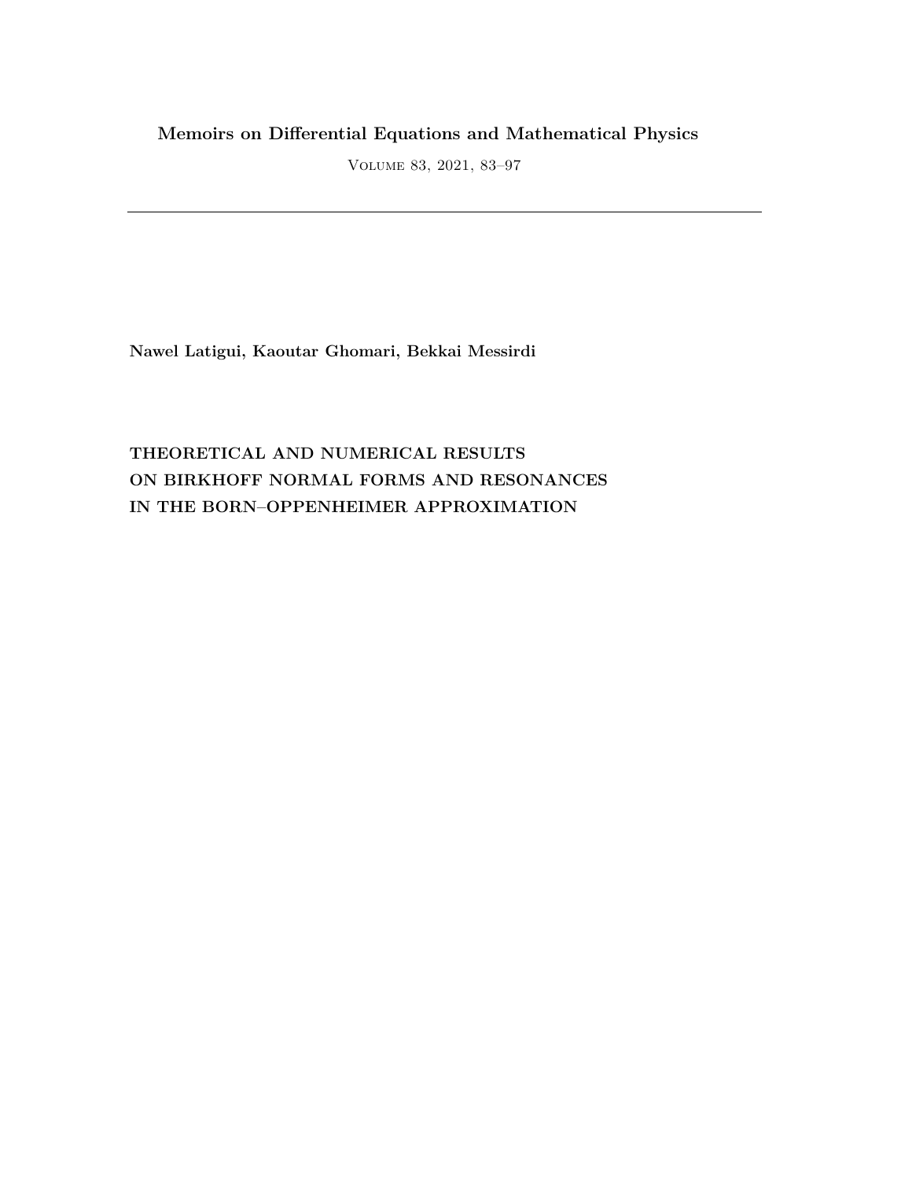**Memoirs on Differential Equations and Mathematical Physics**

Volume 83, 2021, 83–97

---

**Nawel Latigui, Kaoutar Ghomari, Bekkai Messirdi**

# THEORETICAL AND NUMERICAL RESULTS ON BIRKHOFF NORMAL FORMS AND RESONANCES IN THE BORN–OPPENHEIMER APPROXIMATION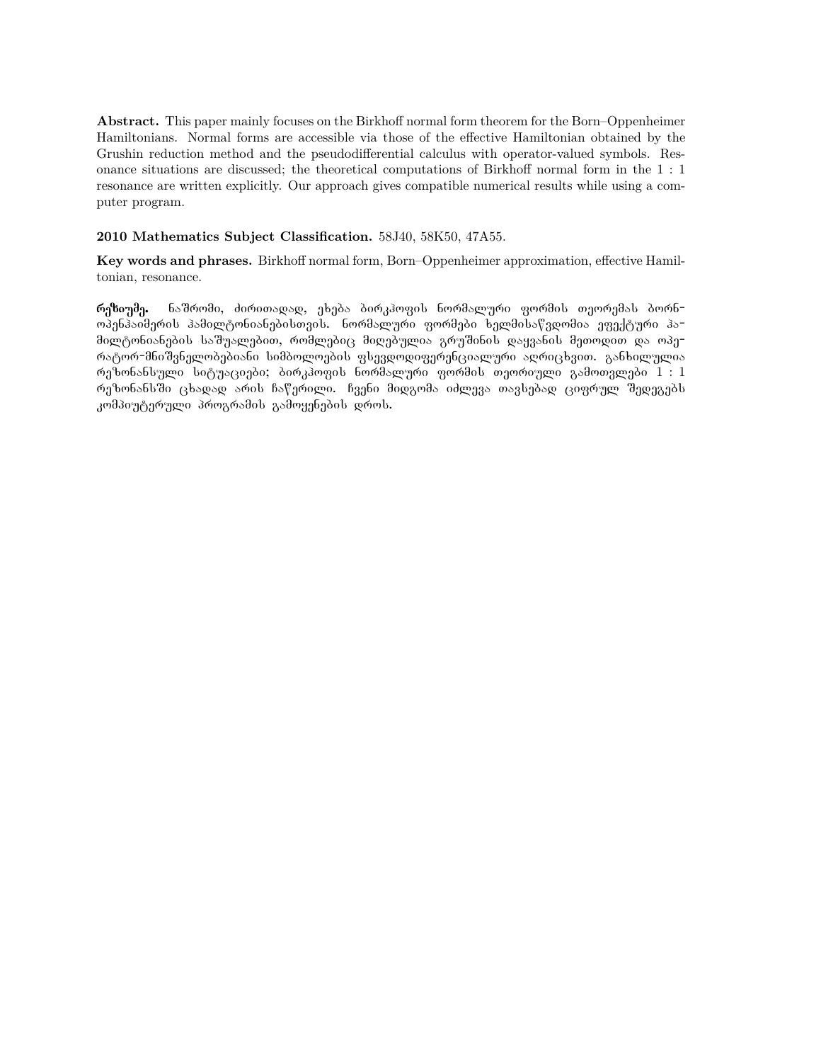**Abstract.** This paper mainly focuses on the Birkhoff normal form theorem for the Born–Oppenheimer Hamiltonians. Normal forms are accessible via those of the effective Hamiltonian obtained by the Grushin reduction method and the pseudodifferential calculus with operator-valued symbols. Resonance situations are discussed; the theoretical computations of Birkhoff normal form in the 1 : 1 resonance are written explicitly. Our approach gives compatible numerical results while using a computer program.

**2010 Mathematics Subject Classification.** 58J40, 58K50, 47A55.

**Key words and phrases.** Birkhoff normal form, Born–Oppenheimer approximation, effective Hamiltonian, resonance.

**რეზიუმე.** ნაშრომი, ძირითადად, ეხება ბირკჰოფის ნორმალური ფორმის თეორემას ბორნ-ოპენჰაიმერის ჰამილტონიანებისთვის. ნორმალური ფორმები ხელმისაწვდომია ეფექტური ჰამილტონიანების საშუალებით, რომლებიც მიღებულია გრუშინის დაყვანის მეთოდით და ოპერატორ-მნიშვნელობებიანი სიმბოლოების ფსევდოდიფერენციალური აღრიცხვით. განხილულია რეზონანსული სიტუაციები; ბირკჰოფის ნორმალური ფორმის თეორიული გამოთვლები 1 : 1 რეზონანსში ცხადად არის ჩაწერილი. ჩვენი მიდგომა იძლევა თავსებად ციფრულ შედეგებს კომპიუტერული პროგრამის გამოყენების დროს.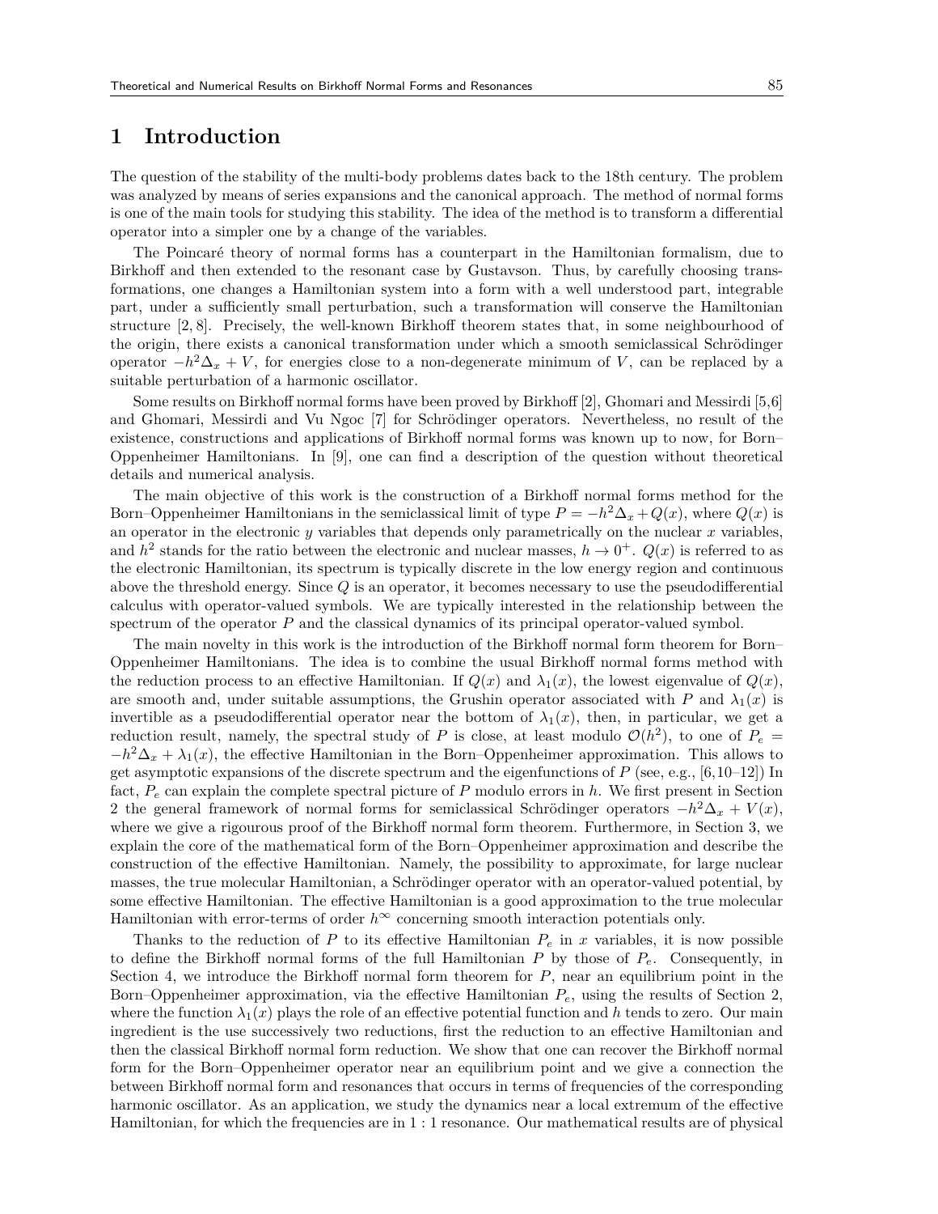# 1 Introduction

The question of the stability of the multi-body problems dates back to the 18th century. The problem was analyzed by means of series expansions and the canonical approach. The method of normal forms is one of the main tools for studying this stability. The idea of the method is to transform a differential operator into a simpler one by a change of the variables.

The Poincaré theory of normal forms has a counterpart in the Hamiltonian formalism, due to Birkhoff and then extended to the resonant case by Gustavson. Thus, by carefully choosing transformations, one changes a Hamiltonian system into a form with a well understood part, integrable part, under a sufficiently small perturbation, such a transformation will conserve the Hamiltonian structure [2, 8]. Precisely, the well-known Birkhoff theorem states that, in some neighbourhood of the origin, there exists a canonical transformation under which a smooth semiclassical Schrödinger operator $-h^2\Delta_x + V$, for energies close to a non-degenerate minimum of $V$, can be replaced by a suitable perturbation of a harmonic oscillator.

Some results on Birkhoff normal forms have been proved by Birkhoff [2], Ghomari and Messirdi [5,6] and Ghomari, Messirdi and Vu Ngoc [7] for Schrödinger operators. Nevertheless, no result of the existence, constructions and applications of Birkhoff normal forms was known up to now, for Born–Oppenheimer Hamiltonians. In [9], one can find a description of the question without theoretical details and numerical analysis.

The main objective of this work is the construction of a Birkhoff normal forms method for the Born–Oppenheimer Hamiltonians in the semiclassical limit of type $P = -h^2\Delta_x + Q(x)$, where $Q(x)$ is an operator in the electronic $y$ variables that depends only parametrically on the nuclear $x$ variables, and $h^2$ stands for the ratio between the electronic and nuclear masses, $h \to 0^+$. $Q(x)$ is referred to as the electronic Hamiltonian, its spectrum is typically discrete in the low energy region and continuous above the threshold energy. Since $Q$ is an operator, it becomes necessary to use the pseudodifferential calculus with operator-valued symbols. We are typically interested in the relationship between the spectrum of the operator $P$ and the classical dynamics of its principal operator-valued symbol.

The main novelty in this work is the introduction of the Birkhoff normal form theorem for Born–Oppenheimer Hamiltonians. The idea is to combine the usual Birkhoff normal forms method with the reduction process to an effective Hamiltonian. If $Q(x)$ and $\lambda_1(x)$, the lowest eigenvalue of $Q(x)$, are smooth and, under suitable assumptions, the Grushin operator associated with $P$ and $\lambda_1(x)$ is invertible as a pseudodifferential operator near the bottom of $\lambda_1(x)$, then, in particular, we get a reduction result, namely, the spectral study of $P$ is close, at least modulo $\mathcal{O}(h^2)$, to one of $P_e = -h^2\Delta_x + \lambda_1(x)$, the effective Hamiltonian in the Born–Oppenheimer approximation. This allows to get asymptotic expansions of the discrete spectrum and the eigenfunctions of $P$ (see, e.g., [6,10–12]) In fact, $P_e$ can explain the complete spectral picture of $P$ modulo errors in $h$. We first present in Section 2 the general framework of normal forms for semiclassical Schrödinger operators $-h^2\Delta_x + V(x)$, where we give a rigourous proof of the Birkhoff normal form theorem. Furthermore, in Section 3, we explain the core of the mathematical form of the Born–Oppenheimer approximation and describe the construction of the effective Hamiltonian. Namely, the possibility to approximate, for large nuclear masses, the true molecular Hamiltonian, a Schrödinger operator with an operator-valued potential, by some effective Hamiltonian. The effective Hamiltonian is a good approximation to the true molecular Hamiltonian with error-terms of order $h^\infty$ concerning smooth interaction potentials only.

Thanks to the reduction of $P$ to its effective Hamiltonian $P_e$ in $x$ variables, it is now possible to define the Birkhoff normal forms of the full Hamiltonian $P$ by those of $P_e$. Consequently, in Section 4, we introduce the Birkhoff normal form theorem for $P$, near an equilibrium point in the Born–Oppenheimer approximation, via the effective Hamiltonian $P_e$, using the results of Section 2, where the function $\lambda_1(x)$ plays the role of an effective potential function and $h$ tends to zero. Our main ingredient is the use successively two reductions, first the reduction to an effective Hamiltonian and then the classical Birkhoff normal form reduction. We show that one can recover the Birkhoff normal form for the Born–Oppenheimer operator near an equilibrium point and we give a connection the between Birkhoff normal form and resonances that occurs in terms of frequencies of the corresponding harmonic oscillator. As an application, we study the dynamics near a local extremum of the effective Hamiltonian, for which the frequencies are in 1 : 1 resonance. Our mathematical results are of physical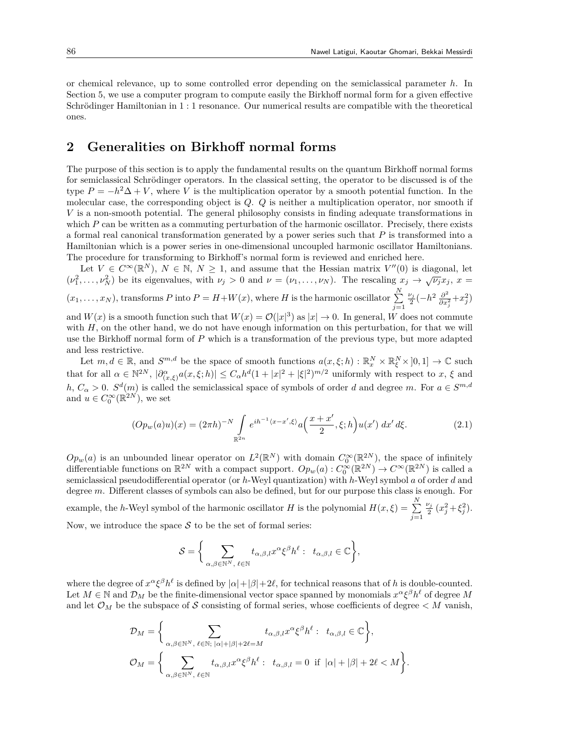or chemical relevance, up to some controlled error depending on the semiclassical parameter $h$. In Section 5, we use a computer program to compute easily the Birkhoff normal form for a given effective Schrödinger Hamiltonian in $1:1$ resonance. Our numerical results are compatible with the theoretical ones.

## 2 Generalities on Birkhoff normal forms

The purpose of this section is to apply the fundamental results on the quantum Birkhoff normal forms for semiclassical Schrödinger operators. In the classical setting, the operator to be discussed is of the type $P = -h^2\Delta + V$, where $V$ is the multiplication operator by a smooth potential function. In the molecular case, the corresponding object is $Q$. $Q$ is neither a multiplication operator, nor smooth if $V$ is a non-smooth potential. The general philosophy consists in finding adequate transformations in which $P$ can be written as a commuting perturbation of the harmonic oscillator. Precisely, there exists a formal real canonical transformation generated by a power series such that $P$ is transformed into a Hamiltonian which is a power series in one-dimensional uncoupled harmonic oscillator Hamiltonians. The procedure for transforming to Birkhoff's normal form is reviewed and enriched here.

Let $V \in C^\infty(\mathbb{R}^N)$, $N \in \mathbb{N}$, $N \geq 1$, and assume that the Hessian matrix $V''(0)$ is diagonal, let $(\nu_1^2, \ldots, \nu_N^2)$ be its eigenvalues, with $\nu_j > 0$ and $\nu = (\nu_1, \ldots, \nu_N)$. The rescaling $x_j \to \sqrt{\nu_j} x_j$, $x = (x_1, \ldots, x_N)$, transforms $P$ into $P = H + W(x)$, where $H$ is the harmonic oscillator $\sum_{j=1}^{N} \frac{\nu_j}{2}(-h^2 \frac{\partial^2}{\partial x_j^2} + x_j^2)$ and $W(x)$ is a smooth function such that $W(x) = \mathcal{O}(|x|^3)$ as $|x| \to 0$. In general, $W$ does not commute with $H$, on the other hand, we do not have enough information on this perturbation, for that we will use the Birkhoff normal form of $P$ which is a transformation of the previous type, but more adapted and less restrictive.

Let $m, d \in \mathbb{R}$, and $S^{m,d}$ be the space of smooth functions $a(x, \xi; h) : \mathbb{R}_x^N \times \mathbb{R}_\xi^N \times ]0, 1] \to \mathbb{C}$ such that for all $\alpha \in \mathbb{N}^{2N}$, $|\partial_{(x,\xi)}^\alpha a(x, \xi; h)| \leq C_\alpha h^d (1 + |x|^2 + |\xi|^2)^{m/2}$ uniformly with respect to $x$, $\xi$ and $h$, $C_\alpha > 0$. $S^d(m)$ is called the semiclassical space of symbols of order $d$ and degree $m$. For $a \in S^{m,d}$ and $u \in C_0^\infty(\mathbb{R}^{2N})$, we set

$$(Op_w(a)u)(x) = (2\pi h)^{-N} \int\limits_{\mathbb{R}^{2n}} e^{ih^{-1}\langle x - x', \xi \rangle} a\Big(\frac{x + x'}{2}, \xi; h\Big) u(x')\, dx'\, d\xi. \tag{2.1}$$

$Op_w(a)$ is an unbounded linear operator on $L^2(\mathbb{R}^N)$ with domain $C_0^\infty(\mathbb{R}^{2N})$, the space of infinitely differentiable functions on $\mathbb{R}^{2N}$ with a compact support. $Op_w(a) : C_0^\infty(\mathbb{R}^{2N}) \to C^\infty(\mathbb{R}^{2N})$ is called a semiclassical pseudodifferential operator (or $h$-Weyl quantization) with $h$-Weyl symbol $a$ of order $d$ and degree $m$. Different classes of symbols can also be defined, but for our purpose this class is enough. For example, the $h$-Weyl symbol of the harmonic oscillator $H$ is the polynomial $H(x, \xi) = \sum_{j=1}^{N} \frac{\nu_j}{2}(x_j^2 + \xi_j^2)$. Now, we introduce the space $\mathcal{S}$ to be the set of formal series:

$$\mathcal{S} = \Big\{ \sum_{\alpha, \beta \in \mathbb{N}^N,\ \ell \in \mathbb{N}} t_{\alpha,\beta,l} x^\alpha \xi^\beta h^\ell : \ t_{\alpha,\beta,l} \in \mathbb{C} \Big\},$$

where the degree of $x^\alpha \xi^\beta h^\ell$ is defined by $|\alpha| + |\beta| + 2\ell$, for technical reasons that of $h$ is double-counted. Let $M \in \mathbb{N}$ and $\mathcal{D}_M$ be the finite-dimensional vector space spanned by monomials $x^\alpha \xi^\beta h^\ell$ of degree $M$ and let $\mathcal{O}_M$ be the subspace of $\mathcal{S}$ consisting of formal series, whose coefficients of degree $< M$ vanish,

$$\mathcal{D}_M = \Big\{ \sum_{\alpha, \beta \in \mathbb{N}^N,\ \ell \in \mathbb{N};\ |\alpha| + |\beta| + 2\ell = M} t_{\alpha,\beta,l} x^\alpha \xi^\beta h^\ell : \ t_{\alpha,\beta,l} \in \mathbb{C} \Big\},$$

$$\mathcal{O}_M = \Big\{ \sum_{\alpha, \beta \in \mathbb{N}^N,\ \ell \in \mathbb{N}} t_{\alpha,\beta,l} x^\alpha \xi^\beta h^\ell : \ t_{\alpha,\beta,l} = 0 \ \text{ if } \ |\alpha| + |\beta| + 2\ell < M \Big\}.$$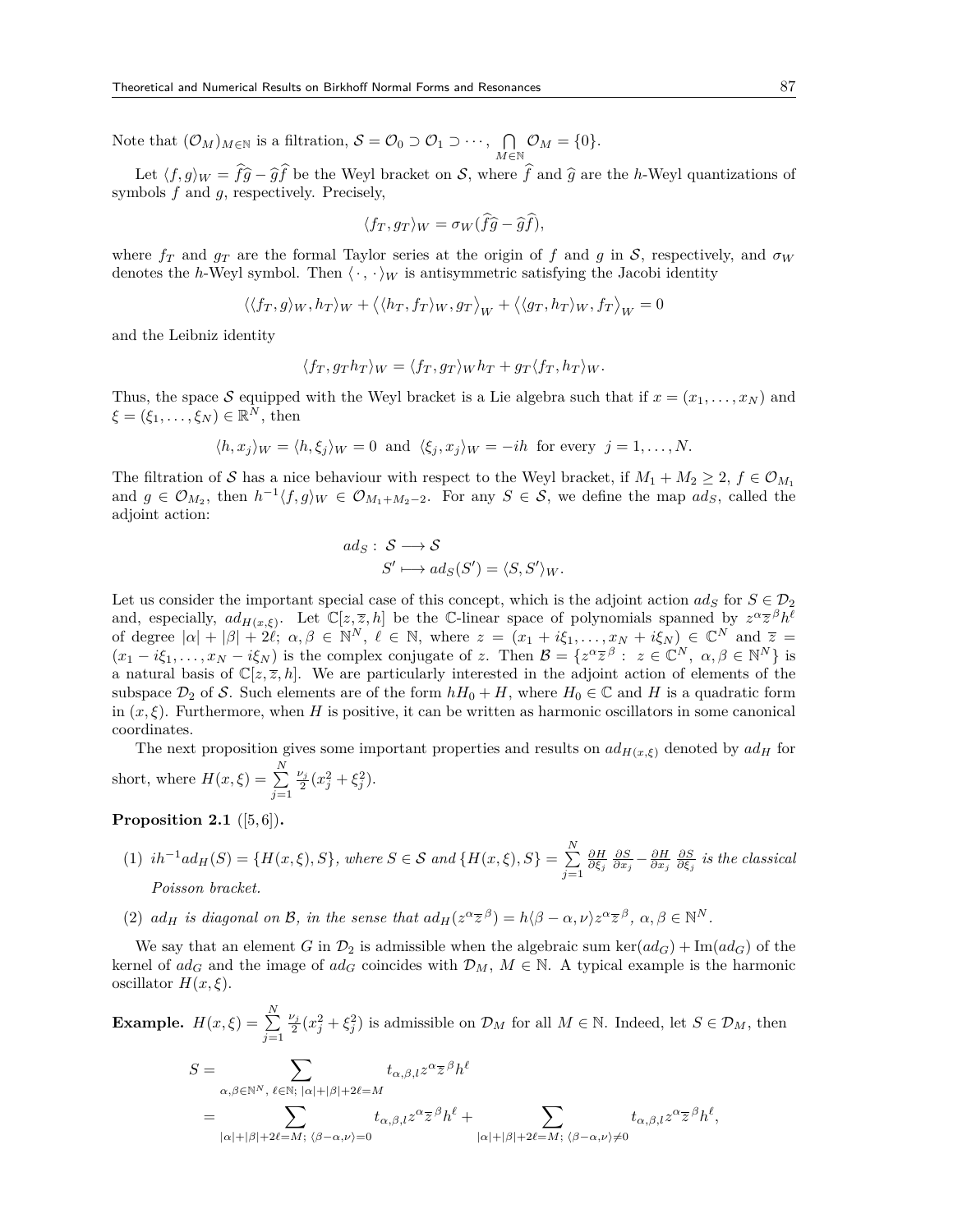Note that $(\mathcal{O}_M)_{M\in\mathbb{N}}$ is a filtration, $\mathcal{S} = \mathcal{O}_0 \supset \mathcal{O}_1 \supset \cdots$, $\bigcap_{M\in\mathbb{N}} \mathcal{O}_M = \{0\}$.

Let $\langle f, g\rangle_W = \widehat{f}\widehat{g} - \widehat{g}\widehat{f}$ be the Weyl bracket on $\mathcal{S}$, where $\widehat{f}$ and $\widehat{g}$ are the $h$-Weyl quantizations of symbols $f$ and $g$, respectively. Precisely,

$$\langle f_T, g_T\rangle_W = \sigma_W(\widehat{f}\widehat{g} - \widehat{g}\widehat{f}),$$

where $f_T$ and $g_T$ are the formal Taylor series at the origin of $f$ and $g$ in $\mathcal{S}$, respectively, and $\sigma_W$ denotes the $h$-Weyl symbol. Then $\langle\cdot,\cdot\rangle_W$ is antisymmetric satisfying the Jacobi identity

$$\langle\langle f_T, g\rangle_W, h_T\rangle_W + \big\langle\langle h_T, f_T\rangle_W, g_T\big\rangle_W + \big\langle\langle g_T, h_T\rangle_W, f_T\big\rangle_W = 0$$

and the Leibniz identity

$$\langle f_T, g_T h_T\rangle_W = \langle f_T, g_T\rangle_W h_T + g_T\langle f_T, h_T\rangle_W.$$

Thus, the space $\mathcal{S}$ equipped with the Weyl bracket is a Lie algebra such that if $x = (x_1, \ldots, x_N)$ and $\xi = (\xi_1, \ldots, \xi_N) \in \mathbb{R}^N$, then

$$\langle h, x_j\rangle_W = \langle h, \xi_j\rangle_W = 0 \ \text{ and } \ \langle \xi_j, x_j\rangle_W = -ih \ \text{ for every } \ j = 1, \ldots, N.$$

The filtration of $\mathcal{S}$ has a nice behaviour with respect to the Weyl bracket, if $M_1 + M_2 \geq 2$, $f \in \mathcal{O}_{M_1}$ and $g \in \mathcal{O}_{M_2}$, then $h^{-1}\langle f, g\rangle_W \in \mathcal{O}_{M_1+M_2-2}$. For any $S \in \mathcal{S}$, we define the map $ad_S$, called the adjoint action:

$$\begin{aligned} ad_S:\ &\mathcal{S} \longrightarrow \mathcal{S} \\ &S' \longmapsto ad_S(S') = \langle S, S'\rangle_W. \end{aligned}$$

Let us consider the important special case of this concept, which is the adjoint action $ad_S$ for $S \in \mathcal{D}_2$ and, especially, $ad_{H(x,\xi)}$. Let $\mathbb{C}[z, \overline{z}, h]$ be the $\mathbb{C}$-linear space of polynomials spanned by $z^\alpha \overline{z}^\beta h^\ell$ of degree $|\alpha| + |\beta| + 2\ell$; $\alpha, \beta \in \mathbb{N}^N$, $\ell \in \mathbb{N}$, where $z = (x_1 + i\xi_1, \ldots, x_N + i\xi_N) \in \mathbb{C}^N$ and $\overline{z} = (x_1 - i\xi_1, \ldots, x_N - i\xi_N)$ is the complex conjugate of $z$. Then $\mathcal{B} = \{z^\alpha \overline{z}^\beta : z \in \mathbb{C}^N,\ \alpha, \beta \in \mathbb{N}^N\}$ is a natural basis of $\mathbb{C}[z, \overline{z}, h]$. We are particularly interested in the adjoint action of elements of the subspace $\mathcal{D}_2$ of $\mathcal{S}$. Such elements are of the form $hH_0 + H$, where $H_0 \in \mathbb{C}$ and $H$ is a quadratic form in $(x, \xi)$. Furthermore, when $H$ is positive, it can be written as harmonic oscillators in some canonical coordinates.

The next proposition gives some important properties and results on $ad_{H(x,\xi)}$ denoted by $ad_H$ for short, where $H(x,\xi) = \sum_{j=1}^{N} \frac{\nu_j}{2}(x_j^2 + \xi_j^2)$.

**Proposition 2.1** ([5, 6])**.**

(1) *$ih^{-1}ad_H(S) = \{H(x,\xi), S\}$, where $S \in \mathcal{S}$ and $\{H(x,\xi), S\} = \sum_{j=1}^{N} \frac{\partial H}{\partial \xi_j}\frac{\partial S}{\partial x_j} - \frac{\partial H}{\partial x_j}\frac{\partial S}{\partial \xi_j}$ is the classical Poisson bracket.*

(2) *$ad_H$ is diagonal on $\mathcal{B}$, in the sense that $ad_H(z^\alpha \overline{z}^\beta) = h\langle \beta - \alpha, \nu\rangle z^\alpha \overline{z}^\beta$, $\alpha, \beta \in \mathbb{N}^N$.*

We say that an element $G$ in $\mathcal{D}_2$ is admissible when the algebraic sum $\ker(ad_G) + \operatorname{Im}(ad_G)$ of the kernel of $ad_G$ and the image of $ad_G$ coincides with $\mathcal{D}_M$, $M \in \mathbb{N}$. A typical example is the harmonic oscillator $H(x,\xi)$.

**Example.** $H(x,\xi) = \sum_{j=1}^{N} \frac{\nu_j}{2}(x_j^2 + \xi_j^2)$ is admissible on $\mathcal{D}_M$ for all $M \in \mathbb{N}$. Indeed, let $S \in \mathcal{D}_M$, then

$$\begin{aligned} S &= \sum_{\alpha,\beta\in\mathbb{N}^N,\ \ell\in\mathbb{N};\ |\alpha|+|\beta|+2\ell=M} t_{\alpha,\beta,l} z^\alpha \overline{z}^\beta h^\ell \\ &= \sum_{|\alpha|+|\beta|+2\ell=M;\ \langle\beta-\alpha,\nu\rangle=0} t_{\alpha,\beta,l} z^\alpha \overline{z}^\beta h^\ell + \sum_{|\alpha|+|\beta|+2\ell=M;\ \langle\beta-\alpha,\nu\rangle\neq0} t_{\alpha,\beta,l} z^\alpha \overline{z}^\beta h^\ell, \end{aligned}$$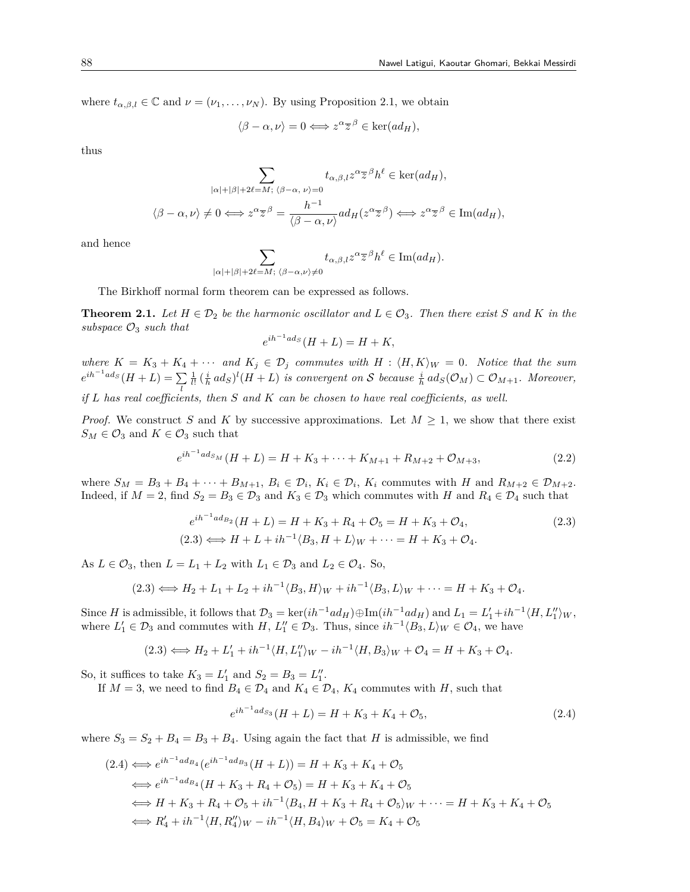where $t_{\alpha,\beta,l} \in \mathbb{C}$ and $\nu = (\nu_1, \ldots, \nu_N)$. By using Proposition 2.1, we obtain

$$\langle \beta - \alpha, \nu \rangle = 0 \Longleftrightarrow z^\alpha \overline{z}^\beta \in \ker(ad_H),$$

thus

$$\sum_{|\alpha|+|\beta|+2\ell=M;\ \langle \beta-\alpha,\ \nu\rangle=0} t_{\alpha,\beta,l} z^\alpha \overline{z}^\beta h^\ell \in \ker(ad_H),$$

$$\langle \beta - \alpha, \nu \rangle \neq 0 \Longleftrightarrow z^\alpha \overline{z}^\beta = \frac{h^{-1}}{\langle \beta - \alpha, \nu \rangle} ad_H(z^\alpha \overline{z}^\beta) \Longleftrightarrow z^\alpha \overline{z}^\beta \in \mathrm{Im}(ad_H),$$

and hence

$$\sum_{|\alpha|+|\beta|+2\ell=M;\ \langle \beta-\alpha,\nu\rangle\neq 0} t_{\alpha,\beta,l} z^\alpha \overline{z}^\beta h^\ell \in \mathrm{Im}(ad_H).$$

The Birkhoff normal form theorem can be expressed as follows.

**Theorem 2.1.** *Let $H \in \mathcal{D}_2$ be the harmonic oscillator and $L \in \mathcal{O}_3$. Then there exist $S$ and $K$ in the subspace $\mathcal{O}_3$ such that*

$$e^{ih^{-1}ad_S}(H + L) = H + K,$$

*where $K = K_3 + K_4 + \cdots$ and $K_j \in \mathcal{D}_j$ commutes with $H$ : $\langle H, K\rangle_W = 0$. Notice that the sum $e^{ih^{-1}ad_S}(H+L) = \sum_l \frac{1}{l!}\left(\frac{i}{h}\, ad_S\right)^l (H+L)$ is convergent on $\mathcal{S}$ because $\frac{i}{h}\, ad_S(\mathcal{O}_M) \subset \mathcal{O}_{M+1}$. Moreover, if $L$ has real coefficients, then $S$ and $K$ can be chosen to have real coefficients, as well.*

*Proof.* We construct $S$ and $K$ by successive approximations. Let $M \geq 1$, we show that there exist $S_M \in \mathcal{O}_3$ and $K \in \mathcal{O}_3$ such that

$$e^{ih^{-1}ad_{S_M}}(H + L) = H + K_3 + \cdots + K_{M+1} + R_{M+2} + \mathcal{O}_{M+3}, \tag{2.2}$$

where $S_M = B_3 + B_4 + \cdots + B_{M+1}$, $B_i \in \mathcal{D}_i$, $K_i \in \mathcal{D}_i$, $K_i$ commutes with $H$ and $R_{M+2} \in \mathcal{D}_{M+2}$. Indeed, if $M = 2$, find $S_2 = B_3 \in \mathcal{D}_3$ and $K_3 \in \mathcal{D}_3$ which commutes with $H$ and $R_4 \in \mathcal{D}_4$ such that

$$e^{ih^{-1}ad_{B_2}}(H + L) = H + K_3 + R_4 + \mathcal{O}_5 = H + K_3 + \mathcal{O}_4, \tag{2.3}$$

$$(2.3) \Longleftrightarrow H + L + ih^{-1}\langle B_3, H + L\rangle_W + \cdots = H + K_3 + \mathcal{O}_4.$$

As $L \in \mathcal{O}_3$, then $L = L_1 + L_2$ with $L_1 \in \mathcal{D}_3$ and $L_2 \in \mathcal{O}_4$. So,

$$(2.3) \Longleftrightarrow H_2 + L_1 + L_2 + ih^{-1}\langle B_3, H\rangle_W + ih^{-1}\langle B_3, L\rangle_W + \cdots = H + K_3 + \mathcal{O}_4.$$

Since $H$ is admissible, it follows that $\mathcal{D}_3 = \ker(ih^{-1}ad_H) \oplus \mathrm{Im}(ih^{-1}ad_H)$ and $L_1 = L_1' + ih^{-1}\langle H, L_1''\rangle_W$, where $L_1' \in \mathcal{D}_3$ and commutes with $H$, $L_1'' \in \mathcal{D}_3$. Thus, since $ih^{-1}\langle B_3, L\rangle_W \in \mathcal{O}_4$, we have

$$(2.3) \Longleftrightarrow H_2 + L_1' + ih^{-1}\langle H, L_1''\rangle_W - ih^{-1}\langle H, B_3\rangle_W + \mathcal{O}_4 = H + K_3 + \mathcal{O}_4.$$

So, it suffices to take $K_3 = L_1'$ and $S_2 = B_3 = L_1''$.

If $M = 3$, we need to find $B_4 \in \mathcal{D}_4$ and $K_4 \in \mathcal{D}_4$, $K_4$ commutes with $H$, such that

$$e^{ih^{-1}ad_{S_3}}(H + L) = H + K_3 + K_4 + \mathcal{O}_5, \tag{2.4}$$

where $S_3 = S_2 + B_4 = B_3 + B_4$. Using again the fact that $H$ is admissible, we find

$$\begin{aligned}
(2.4) &\Longleftrightarrow e^{ih^{-1}ad_{B_4}}(e^{ih^{-1}ad_{B_3}}(H + L)) = H + K_3 + K_4 + \mathcal{O}_5 \\
&\Longleftrightarrow e^{ih^{-1}ad_{B_4}}(H + K_3 + R_4 + \mathcal{O}_5) = H + K_3 + K_4 + \mathcal{O}_5 \\
&\Longleftrightarrow H + K_3 + R_4 + \mathcal{O}_5 + ih^{-1}\langle B_4, H + K_3 + R_4 + \mathcal{O}_5\rangle_W + \cdots = H + K_3 + K_4 + \mathcal{O}_5 \\
&\Longleftrightarrow R_4' + ih^{-1}\langle H, R_4''\rangle_W - ih^{-1}\langle H, B_4\rangle_W + \mathcal{O}_5 = K_4 + \mathcal{O}_5
\end{aligned}$$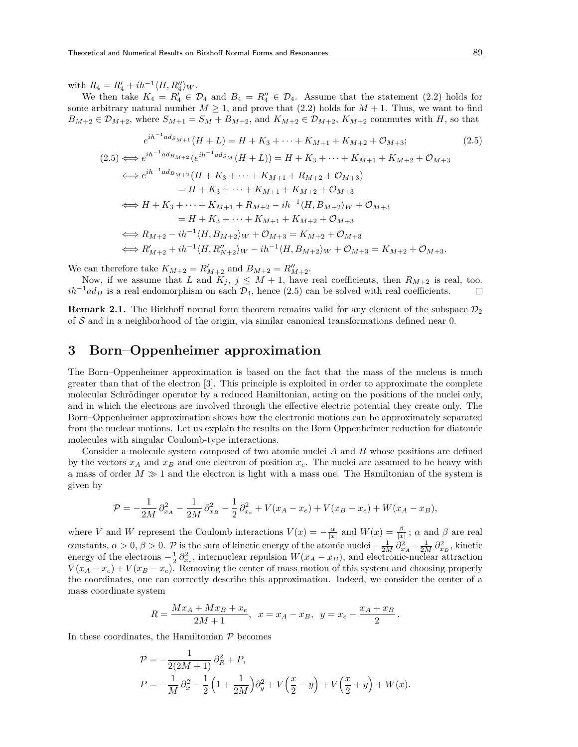with $R_4 = R_4' + ih^{-1}\langle H, R_4''\rangle_W$.

We then take $K_4 = R_4' \in \mathcal{D}_4$ and $B_4 = R_4'' \in \mathcal{D}_4$. Assume that the statement (2.2) holds for some arbitrary natural number $M \geq 1$, and prove that (2.2) holds for $M+1$. Thus, we want to find $B_{M+2} \in \mathcal{D}_{M+2}$, where $S_{M+1} = S_M + B_{M+2}$, and $K_{M+2} \in \mathcal{D}_{M+2}$, $K_{M+2}$ commutes with $H$, so that

$$e^{ih^{-1}ad_{S_{M+1}}}(H+L) = H + K_3 + \cdots + K_{M+1} + K_{M+2} + \mathcal{O}_{M+3}; \tag{2.5}$$

$$\begin{aligned}
(2.5) &\iff e^{ih^{-1}ad_{B_{M+2}}}(e^{ih^{-1}ad_{S_M}}(H+L)) = H + K_3 + \cdots + K_{M+1} + K_{M+2} + \mathcal{O}_{M+3} \\
&\iff e^{ih^{-1}ad_{B_{M+2}}}(H + K_3 + \cdots + K_{M+1} + R_{M+2} + \mathcal{O}_{M+3}) \\
&\qquad\qquad = H + K_3 + \cdots + K_{M+1} + K_{M+2} + \mathcal{O}_{M+3} \\
&\iff H + K_3 + \cdots + K_{M+1} + R_{M+2} - ih^{-1}\langle H, B_{M+2}\rangle_W + \mathcal{O}_{M+3} \\
&\qquad\qquad = H + K_3 + \cdots + K_{M+1} + K_{M+2} + \mathcal{O}_{M+3} \\
&\iff R_{M+2} - ih^{-1}\langle H, B_{M+2}\rangle_W + \mathcal{O}_{M+3} = K_{M+2} + \mathcal{O}_{M+3} \\
&\iff R_{M+2}' + ih^{-1}\langle H, R_{N+2}''\rangle_W - ih^{-1}\langle H, B_{M+2}\rangle_W + \mathcal{O}_{M+3} = K_{M+2} + \mathcal{O}_{M+3}.
\end{aligned}$$

We can therefore take $K_{M+2} = R_{M+2}'$ and $B_{M+2} = R_{M+2}''$.

Now, if we assume that $L$ and $K_j$, $j \leq M+1$, have real coefficients, then $R_{M+2}$ is real, too. $ih^{-1}ad_H$ is a real endomorphism on each $\mathcal{D}_4$, hence (2.5) can be solved with real coefficients. □

**Remark 2.1.** The Birkhoff normal form theorem remains valid for any element of the subspace $\mathcal{D}_2$ of $\mathcal{S}$ and in a neighborhood of the origin, via similar canonical transformations defined near 0.

# 3 Born–Oppenheimer approximation

The Born–Oppenheimer approximation is based on the fact that the mass of the nucleus is much greater than that of the electron [3]. This principle is exploited in order to approximate the complete molecular Schrödinger operator by a reduced Hamiltonian, acting on the positions of the nuclei only, and in which the electrons are involved through the effective electric potential they create only. The Born–Oppenheimer approximation shows how the electronic motions can be approximately separated from the nuclear motions. Let us explain the results on the Born Oppenheimer reduction for diatomic molecules with singular Coulomb-type interactions.

Consider a molecule system composed of two atomic nuclei $A$ and $B$ whose positions are defined by the vectors $x_A$ and $x_B$ and one electron of position $x_e$. The nuclei are assumed to be heavy with a mass of order $M \gg 1$ and the electron is light with a mass one. The Hamiltonian of the system is given by

$$\mathcal{P} = -\frac{1}{2M}\,\partial_{x_A}^2 - \frac{1}{2M}\,\partial_{x_B}^2 - \frac{1}{2}\,\partial_{x_e}^2 + V(x_A - x_e) + V(x_B - x_e) + W(x_A - x_B),$$

where $V$ and $W$ represent the Coulomb interactions $V(x) = -\frac{\alpha}{|x|}$ and $W(x) = \frac{\beta}{|x|}$; $\alpha$ and $\beta$ are real constants, $\alpha > 0$, $\beta > 0$. $\mathcal{P}$ is the sum of kinetic energy of the atomic nuclei $-\frac{1}{2M}\,\partial_{x_A}^2 - \frac{1}{2M}\,\partial_{x_B}^2$, kinetic energy of the electrons $-\frac{1}{2}\,\partial_{x_e}^2$, internuclear repulsion $W(x_A - x_B)$, and electronic-nuclear attraction $V(x_A - x_e) + V(x_B - x_e)$. Removing the center of mass motion of this system and choosing properly the coordinates, one can correctly describe this approximation. Indeed, we consider the center of a mass coordinate system

$$R = \frac{Mx_A + Mx_B + x_e}{2M+1}, \quad x = x_A - x_B, \quad y = x_e - \frac{x_A + x_B}{2}.$$

In these coordinates, the Hamiltonian $\mathcal{P}$ becomes

$$\begin{aligned}
\mathcal{P} &= -\frac{1}{2(2M+1)}\,\partial_R^2 + P, \\
P &= -\frac{1}{M}\,\partial_x^2 - \frac{1}{2}\Big(1 + \frac{1}{2M}\Big)\partial_y^2 + V\Big(\frac{x}{2} - y\Big) + V\Big(\frac{x}{2} + y\Big) + W(x).
\end{aligned}$$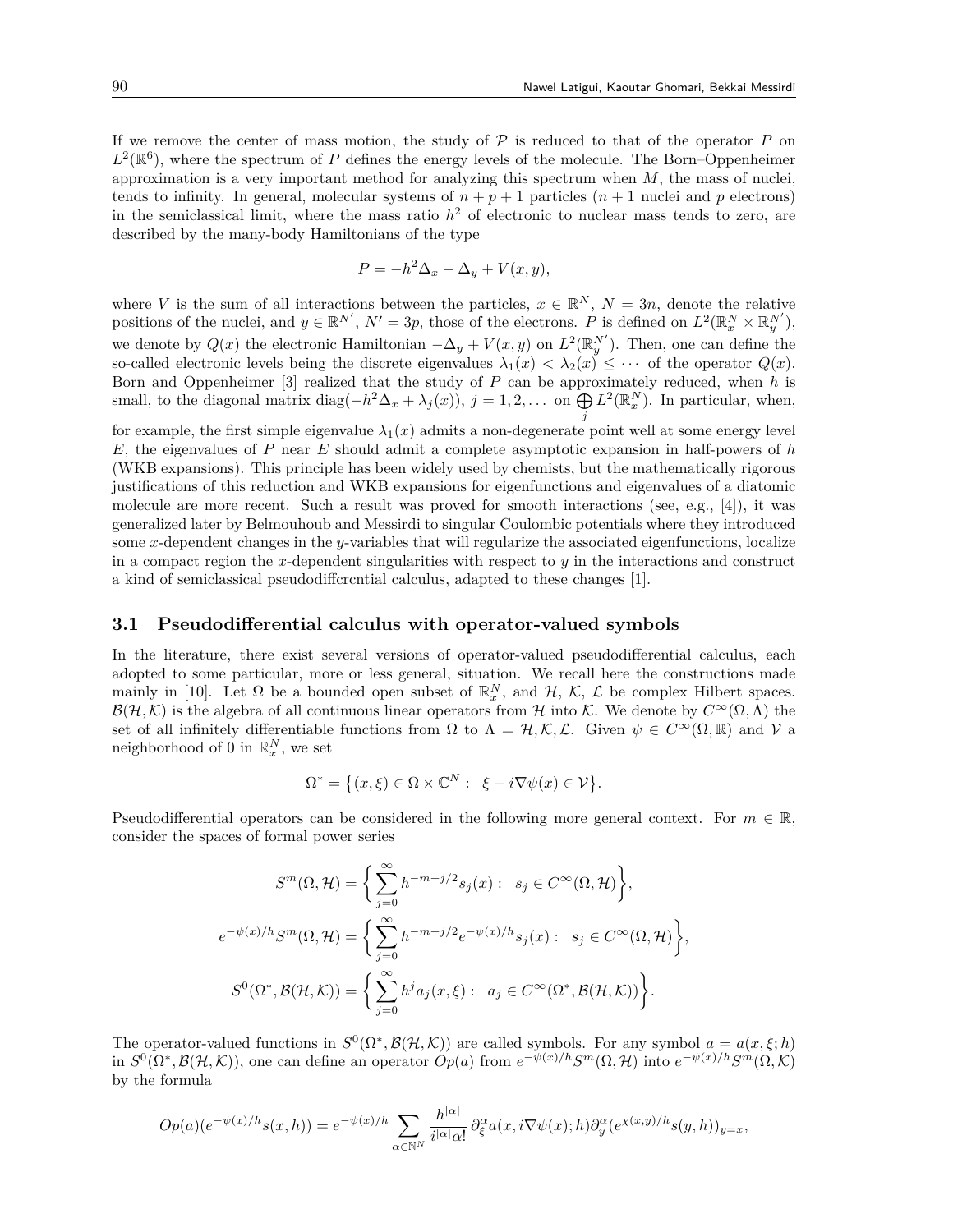If we remove the center of mass motion, the study of $\mathcal{P}$ is reduced to that of the operator $P$ on $L^2(\mathbb{R}^6)$, where the spectrum of $P$ defines the energy levels of the molecule. The Born–Oppenheimer approximation is a very important method for analyzing this spectrum when $M$, the mass of nuclei, tends to infinity. In general, molecular systems of $n+p+1$ particles ($n+1$ nuclei and $p$ electrons) in the semiclassical limit, where the mass ratio $h^2$ of electronic to nuclear mass tends to zero, are described by the many-body Hamiltonians of the type

$$P = -h^2\Delta_x - \Delta_y + V(x,y),$$

where $V$ is the sum of all interactions between the particles, $x \in \mathbb{R}^N$, $N = 3n$, denote the relative positions of the nuclei, and $y \in \mathbb{R}^{N'}$, $N' = 3p$, those of the electrons. $P$ is defined on $L^2(\mathbb{R}_x^N \times \mathbb{R}_y^{N'})$, we denote by $Q(x)$ the electronic Hamiltonian $-\Delta_y + V(x,y)$ on $L^2(\mathbb{R}_y^{N'})$. Then, one can define the so-called electronic levels being the discrete eigenvalues $\lambda_1(x) < \lambda_2(x) \leq \cdots$ of the operator $Q(x)$. Born and Oppenheimer [3] realized that the study of $P$ can be approximately reduced, when $h$ is small, to the diagonal matrix $\operatorname{diag}(-h^2\Delta_x + \lambda_j(x))$, $j = 1, 2, \dots$ on $\bigoplus_j L^2(\mathbb{R}_x^N)$. In particular, when, for example, the first simple eigenvalue $\lambda_1(x)$ admits a non-degenerate point well at some energy level $E$, the eigenvalues of $P$ near $E$ should admit a complete asymptotic expansion in half-powers of $h$ (WKB expansions). This principle has been widely used by chemists, but the mathematically rigorous justifications of this reduction and WKB expansions for eigenfunctions and eigenvalues of a diatomic molecule are more recent. Such a result was proved for smooth interactions (see, e.g., [4]), it was generalized later by Belmouhoub and Messirdi to singular Coulombic potentials where they introduced some $x$-dependent changes in the $y$-variables that will regularize the associated eigenfunctions, localize in a compact region the $x$-dependent singularities with respect to $y$ in the interactions and construct a kind of semiclassical pseudodifferential calculus, adapted to these changes [1].

### 3.1 Pseudodifferential calculus with operator-valued symbols

In the literature, there exist several versions of operator-valued pseudodifferential calculus, each adopted to some particular, more or less general, situation. We recall here the constructions made mainly in [10]. Let $\Omega$ be a bounded open subset of $\mathbb{R}_x^N$, and $\mathcal{H}$, $\mathcal{K}$, $\mathcal{L}$ be complex Hilbert spaces. $\mathcal{B}(\mathcal{H},\mathcal{K})$ is the algebra of all continuous linear operators from $\mathcal{H}$ into $\mathcal{K}$. We denote by $C^\infty(\Omega,\Lambda)$ the set of all infinitely differentiable functions from $\Omega$ to $\Lambda = \mathcal{H},\mathcal{K},\mathcal{L}$. Given $\psi \in C^\infty(\Omega,\mathbb{R})$ and $\mathcal{V}$ a neighborhood of 0 in $\mathbb{R}_x^N$, we set

$$\Omega^* = \big\{(x,\xi) \in \Omega \times \mathbb{C}^N : \ \xi - i\nabla\psi(x) \in \mathcal{V}\big\}.$$

Pseudodifferential operators can be considered in the following more general context. For $m \in \mathbb{R}$, consider the spaces of formal power series

$$S^m(\Omega,\mathcal{H}) = \bigg\{ \sum_{j=0}^{\infty} h^{-m+j/2} s_j(x) : \ \ s_j \in C^\infty(\Omega,\mathcal{H}) \bigg\},$$

$$e^{-\psi(x)/h} S^m(\Omega,\mathcal{H}) = \bigg\{ \sum_{j=0}^{\infty} h^{-m+j/2} e^{-\psi(x)/h} s_j(x) : \ \ s_j \in C^\infty(\Omega,\mathcal{H}) \bigg\},$$

$$S^0(\Omega^*,\mathcal{B}(\mathcal{H},\mathcal{K})) = \bigg\{ \sum_{j=0}^{\infty} h^j a_j(x,\xi) : \ \ a_j \in C^\infty(\Omega^*,\mathcal{B}(\mathcal{H},\mathcal{K})) \bigg\}.$$

The operator-valued functions in $S^0(\Omega^*,\mathcal{B}(\mathcal{H},\mathcal{K}))$ are called symbols. For any symbol $a = a(x,\xi;h)$ in $S^0(\Omega^*,\mathcal{B}(\mathcal{H},\mathcal{K}))$, one can define an operator $Op(a)$ from $e^{-\psi(x)/h}S^m(\Omega,\mathcal{H})$ into $e^{-\psi(x)/h}S^m(\Omega,\mathcal{K})$ by the formula

$$Op(a)(e^{-\psi(x)/h}s(x,h)) = e^{-\psi(x)/h} \sum_{\alpha\in\mathbb{N}^N} \frac{h^{|\alpha|}}{i^{|\alpha|}\alpha!}\, \partial_\xi^\alpha a(x, i\nabla\psi(x);h)\partial_y^\alpha(e^{\chi(x,y)/h}s(y,h))_{y=x},$$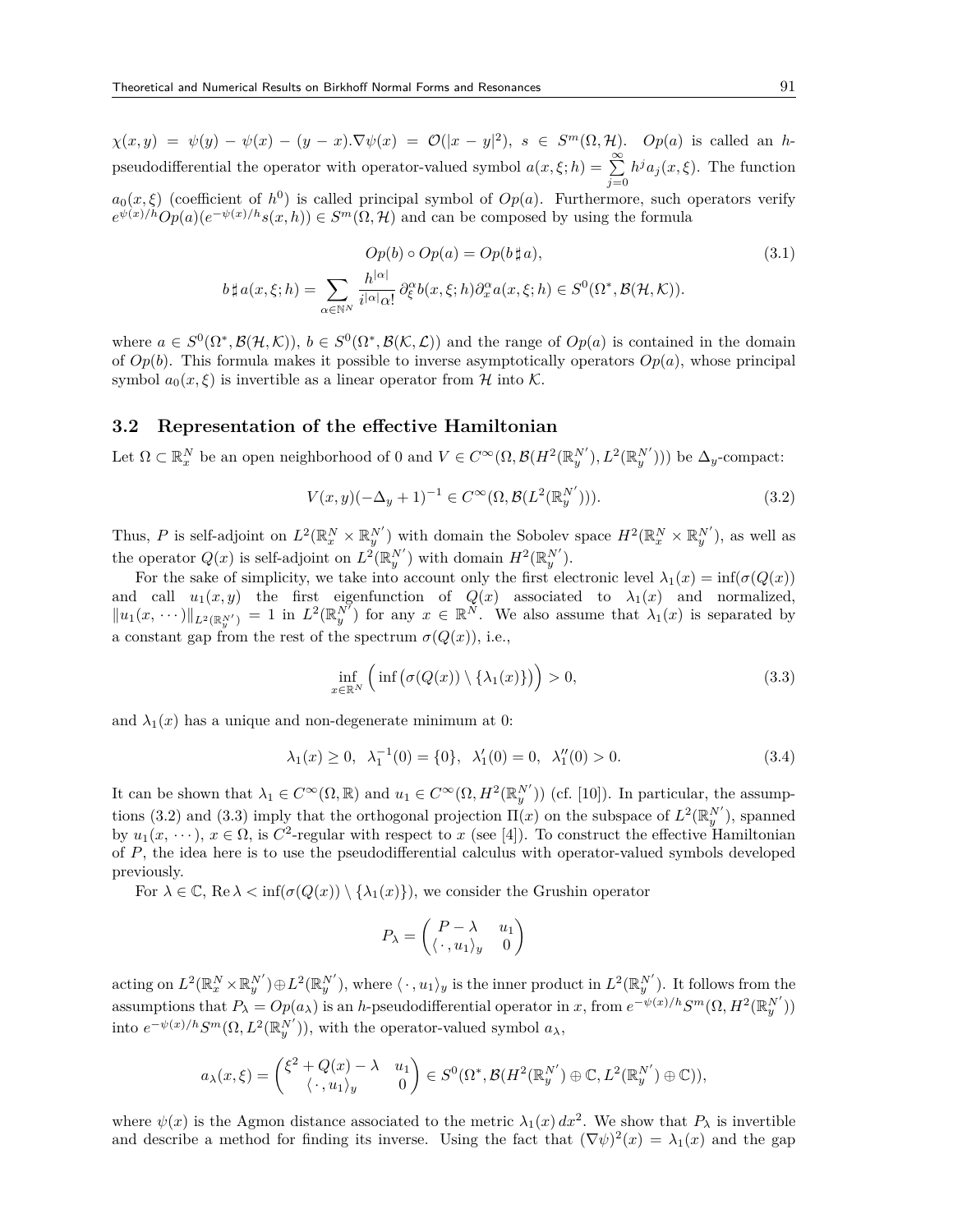$\chi(x,y) = \psi(y) - \psi(x) - (y-x).\nabla\psi(x) = \mathcal{O}(|x-y|^2)$, $s \in S^m(\Omega,\mathcal{H})$. $Op(a)$ is called an $h$-pseudodifferential the operator with operator-valued symbol $a(x,\xi;h) = \sum_{j=0}^{\infty} h^j a_j(x,\xi)$. The function $a_0(x,\xi)$ (coefficient of $h^0$) is called principal symbol of $Op(a)$. Furthermore, such operators verify $e^{\psi(x)/h}Op(a)(e^{-\psi(x)/h}s(x,h)) \in S^m(\Omega,\mathcal{H})$ and can be composed by using the formula

$$Op(b) \circ Op(a) = Op(b \sharp a), \tag{3.1}$$

$$b \sharp a(x,\xi;h) = \sum_{\alpha\in\mathbb{N}^N} \frac{h^{|\alpha|}}{i^{|\alpha|}\alpha!}\, \partial_\xi^\alpha b(x,\xi;h)\partial_x^\alpha a(x,\xi;h) \in S^0(\Omega^*,\mathcal{B}(\mathcal{H},\mathcal{K})).$$

where $a \in S^0(\Omega^*,\mathcal{B}(\mathcal{H},\mathcal{K}))$, $b \in S^0(\Omega^*,\mathcal{B}(\mathcal{K},\mathcal{L}))$ and the range of $Op(a)$ is contained in the domain of $Op(b)$. This formula makes it possible to inverse asymptotically operators $Op(a)$, whose principal symbol $a_0(x,\xi)$ is invertible as a linear operator from $\mathcal{H}$ into $\mathcal{K}$.

### 3.2 Representation of the effective Hamiltonian

Let $\Omega \subset \mathbb{R}_x^N$ be an open neighborhood of 0 and $V \in C^\infty(\Omega,\mathcal{B}(H^2(\mathbb{R}_y^{N'}),L^2(\mathbb{R}_y^{N'})))$ be $\Delta_y$-compact:

$$V(x,y)(-\Delta_y+1)^{-1} \in C^\infty(\Omega,\mathcal{B}(L^2(\mathbb{R}_y^{N'}))). \tag{3.2}$$

Thus, $P$ is self-adjoint on $L^2(\mathbb{R}_x^N\times\mathbb{R}_y^{N'})$ with domain the Sobolev space $H^2(\mathbb{R}_x^N\times\mathbb{R}_y^{N'})$, as well as the operator $Q(x)$ is self-adjoint on $L^2(\mathbb{R}_y^{N'})$ with domain $H^2(\mathbb{R}_y^{N'})$.

For the sake of simplicity, we take into account only the first electronic level $\lambda_1(x) = \inf(\sigma(Q(x))$ and call $u_1(x,y)$ the first eigenfunction of $Q(x)$ associated to $\lambda_1(x)$ and normalized, $\|u_1(x,\cdots)\|_{L^2(\mathbb{R}_y^{N'})} = 1$ in $L^2(\mathbb{R}_y^{N'})$ for any $x \in \mathbb{R}^N$. We also assume that $\lambda_1(x)$ is separated by a constant gap from the rest of the spectrum $\sigma(Q(x))$, i.e.,

$$\inf_{x\in\mathbb{R}^N}\Big(\inf\big(\sigma(Q(x))\setminus\{\lambda_1(x)\}\big)\Big) > 0, \tag{3.3}$$

and $\lambda_1(x)$ has a unique and non-degenerate minimum at 0:

$$\lambda_1(x) \geq 0,\ \ \lambda_1^{-1}(0) = \{0\},\ \ \lambda_1'(0) = 0,\ \ \lambda_1''(0) > 0. \tag{3.4}$$

It can be shown that $\lambda_1 \in C^\infty(\Omega,\mathbb{R})$ and $u_1 \in C^\infty(\Omega,H^2(\mathbb{R}_y^{N'}))$ (cf. [10]). In particular, the assumptions (3.2) and (3.3) imply that the orthogonal projection $\Pi(x)$ on the subspace of $L^2(\mathbb{R}_y^{N'})$, spanned by $u_1(x,\cdots)$, $x\in\Omega$, is $C^2$-regular with respect to $x$ (see [4]). To construct the effective Hamiltonian of $P$, the idea here is to use the pseudodifferential calculus with operator-valued symbols developed previously.

For $\lambda\in\mathbb{C}$, $\operatorname{Re}\lambda < \inf(\sigma(Q(x))\setminus\{\lambda_1(x)\})$, we consider the Grushin operator

$$P_\lambda = \begin{pmatrix} P-\lambda & u_1 \\ \langle\,\cdot\,,u_1\rangle_y & 0 \end{pmatrix}$$

acting on $L^2(\mathbb{R}_x^N\times\mathbb{R}_y^{N'})\oplus L^2(\mathbb{R}_y^{N'})$, where $\langle\,\cdot\,,u_1\rangle_y$ is the inner product in $L^2(\mathbb{R}_y^{N'})$. It follows from the assumptions that $P_\lambda = Op(a_\lambda)$ is an $h$-pseudodifferential operator in $x$, from $e^{-\psi(x)/h}S^m(\Omega,H^2(\mathbb{R}_y^{N'}))$ into $e^{-\psi(x)/h}S^m(\Omega,L^2(\mathbb{R}_y^{N'}))$, with the operator-valued symbol $a_\lambda$,

$$a_\lambda(x,\xi) = \begin{pmatrix} \xi^2+Q(x)-\lambda & u_1 \\ \langle\,\cdot\,,u_1\rangle_y & 0 \end{pmatrix} \in S^0(\Omega^*,\mathcal{B}(H^2(\mathbb{R}_y^{N'})\oplus\mathbb{C},L^2(\mathbb{R}_y^{N'})\oplus\mathbb{C})),$$

where $\psi(x)$ is the Agmon distance associated to the metric $\lambda_1(x)\,dx^2$. We show that $P_\lambda$ is invertible and describe a method for finding its inverse. Using the fact that $(\nabla\psi)^2(x) = \lambda_1(x)$ and the gap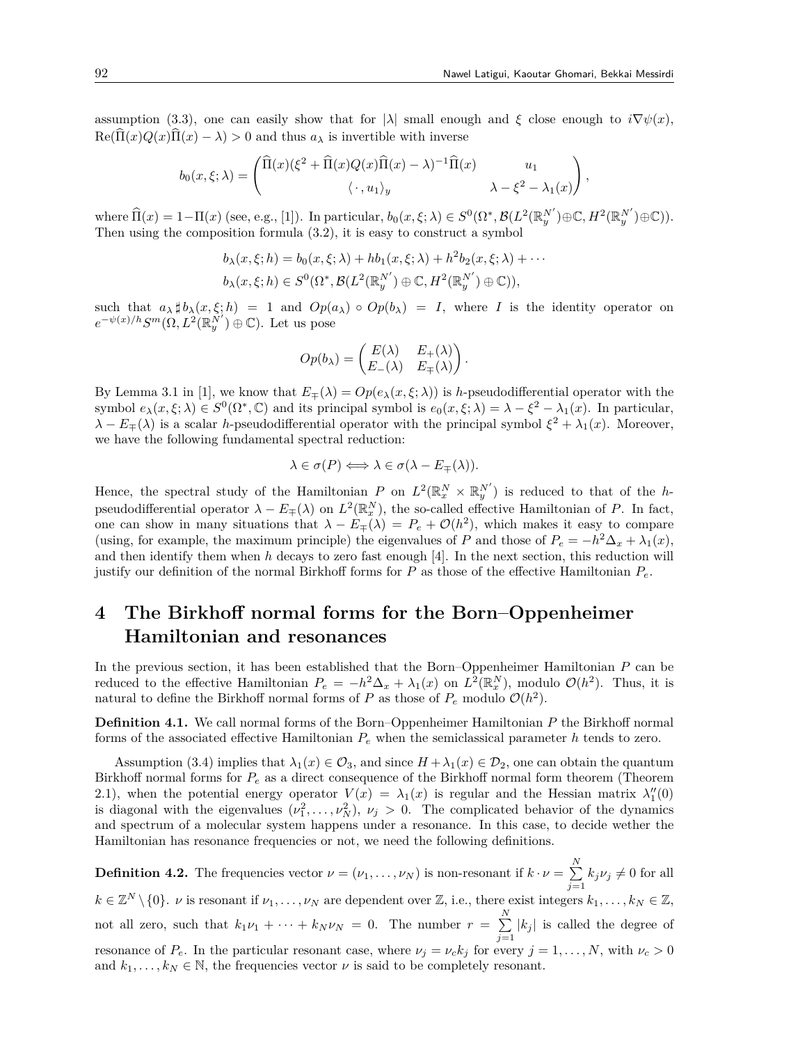assumption (3.3), one can easily show that for $|\lambda|$ small enough and $\xi$ close enough to $i\nabla\psi(x)$, $\mathrm{Re}(\widehat{\Pi}(x)Q(x)\widehat{\Pi}(x)-\lambda)>0$ and thus $a_\lambda$ is invertible with inverse

$$b_0(x,\xi;\lambda)=\begin{pmatrix}\widehat{\Pi}(x)(\xi^2+\widehat{\Pi}(x)Q(x)\widehat{\Pi}(x)-\lambda)^{-1}\widehat{\Pi}(x) & u_1\\ \langle\,\cdot\,,u_1\rangle_y & \lambda-\xi^2-\lambda_1(x)\end{pmatrix},$$

where $\widehat{\Pi}(x)=1-\Pi(x)$ (see, e.g., [1]). In particular, $b_0(x,\xi;\lambda)\in S^0(\Omega^*,\mathcal{B}(L^2(\mathbb{R}_y^{N'})\oplus\mathbb{C},H^2(\mathbb{R}_y^{N'})\oplus\mathbb{C}))$. Then using the composition formula (3.2), it is easy to construct a symbol

$$b_\lambda(x,\xi;h)=b_0(x,\xi;\lambda)+hb_1(x,\xi;\lambda)+h^2b_2(x,\xi;\lambda)+\cdots$$
$$b_\lambda(x,\xi;h)\in S^0(\Omega^*,\mathcal{B}(L^2(\mathbb{R}_y^{N'})\oplus\mathbb{C},H^2(\mathbb{R}_y^{N'})\oplus\mathbb{C})),$$

such that $a_\lambda\sharp b_\lambda(x,\xi;h)=1$ and $Op(a_\lambda)\circ Op(b_\lambda)=I$, where $I$ is the identity operator on $e^{-\psi(x)/h}S^m(\Omega,L^2(\mathbb{R}_y^{N'})\oplus\mathbb{C})$. Let us pose

$$Op(b_\lambda)=\begin{pmatrix}E(\lambda) & E_+(\lambda)\\ E_-(\lambda) & E_\mp(\lambda)\end{pmatrix}.$$

By Lemma 3.1 in [1], we know that $E_\mp(\lambda)=Op(e_\lambda(x,\xi;\lambda))$ is $h$-pseudodifferential operator with the symbol $e_\lambda(x,\xi;\lambda)\in S^0(\Omega^*,\mathbb{C})$ and its principal symbol is $e_0(x,\xi;\lambda)=\lambda-\xi^2-\lambda_1(x)$. In particular, $\lambda-E_\mp(\lambda)$ is a scalar $h$-pseudodifferential operator with the principal symbol $\xi^2+\lambda_1(x)$. Moreover, we have the following fundamental spectral reduction:

$$\lambda\in\sigma(P)\Longleftrightarrow\lambda\in\sigma(\lambda-E_\mp(\lambda)).$$

Hence, the spectral study of the Hamiltonian $P$ on $L^2(\mathbb{R}_x^N\times\mathbb{R}_y^{N'})$ is reduced to that of the $h$-pseudodifferential operator $\lambda-E_\mp(\lambda)$ on $L^2(\mathbb{R}_x^N)$, the so-called effective Hamiltonian of $P$. In fact, one can show in many situations that $\lambda-E_\mp(\lambda)=P_e+\mathcal{O}(h^2)$, which makes it easy to compare (using, for example, the maximum principle) the eigenvalues of $P$ and those of $P_e=-h^2\Delta_x+\lambda_1(x)$, and then identify them when $h$ decays to zero fast enough [4]. In the next section, this reduction will justify our definition of the normal Birkhoff forms for $P$ as those of the effective Hamiltonian $P_e$.

# 4 The Birkhoff normal forms for the Born–Oppenheimer Hamiltonian and resonances

In the previous section, it has been established that the Born–Oppenheimer Hamiltonian $P$ can be reduced to the effective Hamiltonian $P_e=-h^2\Delta_x+\lambda_1(x)$ on $L^2(\mathbb{R}_x^N)$, modulo $\mathcal{O}(h^2)$. Thus, it is natural to define the Birkhoff normal forms of $P$ as those of $P_e$ modulo $\mathcal{O}(h^2)$.

**Definition 4.1.** We call normal forms of the Born–Oppenheimer Hamiltonian $P$ the Birkhoff normal forms of the associated effective Hamiltonian $P_e$ when the semiclassical parameter $h$ tends to zero.

Assumption (3.4) implies that $\lambda_1(x)\in\mathcal{O}_3$, and since $H+\lambda_1(x)\in\mathcal{D}_2$, one can obtain the quantum Birkhoff normal forms for $P_e$ as a direct consequence of the Birkhoff normal form theorem (Theorem 2.1), when the potential energy operator $V(x)=\lambda_1(x)$ is regular and the Hessian matrix $\lambda_1''(0)$ is diagonal with the eigenvalues $(\nu_1^2,\dots,\nu_N^2)$, $\nu_j>0$. The complicated behavior of the dynamics and spectrum of a molecular system happens under a resonance. In this case, to decide wether the Hamiltonian has resonance frequencies or not, we need the following definitions.

**Definition 4.2.** The frequencies vector $\nu=(\nu_1,\dots,\nu_N)$ is non-resonant if $k\cdot\nu=\sum_{j=1}^N k_j\nu_j\neq0$ for all $k\in\mathbb{Z}^N\setminus\{0\}$. $\nu$ is resonant if $\nu_1,\dots,\nu_N$ are dependent over $\mathbb{Z}$, i.e., there exist integers $k_1,\dots,k_N\in\mathbb{Z}$, not all zero, such that $k_1\nu_1+\dots+k_N\nu_N=0$. The number $r=\sum_{j=1}^N|k_j|$ is called the degree of resonance of $P_e$. In the particular resonant case, where $\nu_j=\nu_ck_j$ for every $j=1,\dots,N$, with $\nu_c>0$ and $k_1,\dots,k_N\in\mathbb{N}$, the frequencies vector $\nu$ is said to be completely resonant.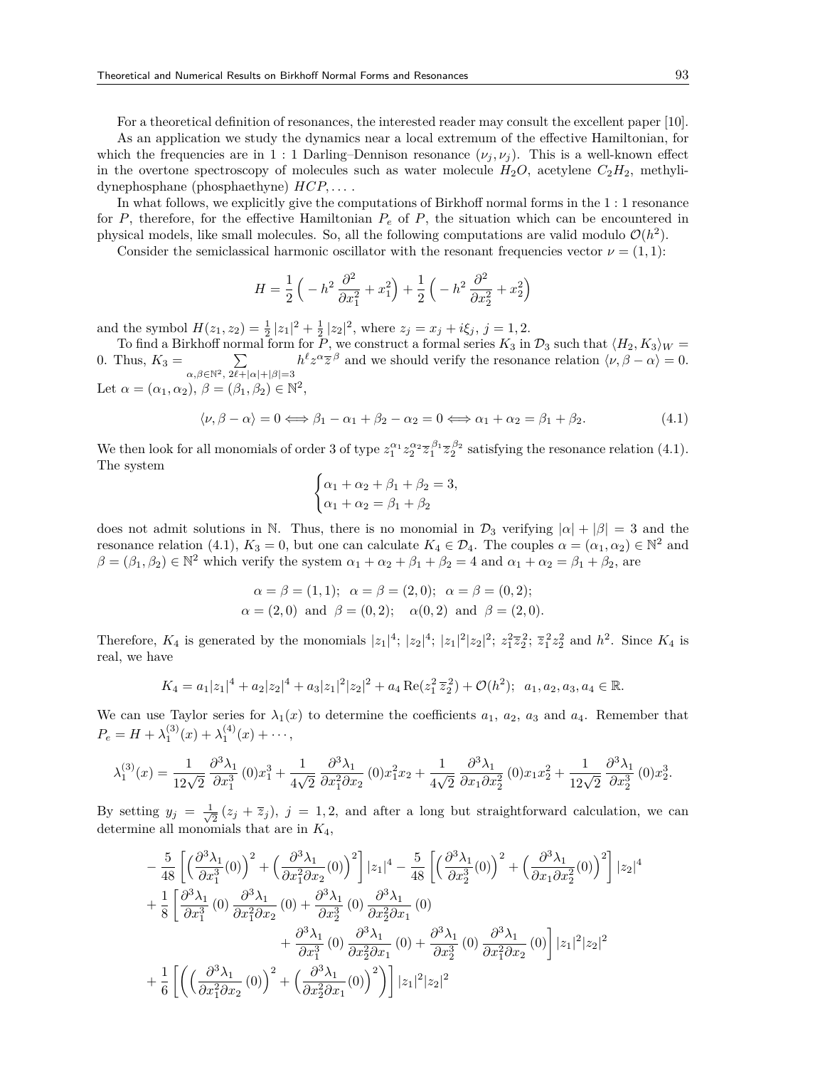For a theoretical definition of resonances, the interested reader may consult the excellent paper [10].

As an application we study the dynamics near a local extremum of the effective Hamiltonian, for which the frequencies are in 1 : 1 Darling–Dennison resonance $(\nu_j, \nu_j)$. This is a well-known effect in the overtone spectroscopy of molecules such as water molecule $H_2O$, acetylene $C_2H_2$, methylidynephosphane (phosphaethyne) $HCP, \dots$ .

In what follows, we explicitly give the computations of Birkhoff normal forms in the 1 : 1 resonance for $P$, therefore, for the effective Hamiltonian $P_e$ of $P$, the situation which can be encountered in physical models, like small molecules. So, all the following computations are valid modulo $\mathcal{O}(h^2)$.

Consider the semiclassical harmonic oscillator with the resonant frequencies vector $\nu = (1,1)$:

$$H = \frac{1}{2}\Big( -h^2 \frac{\partial^2}{\partial x_1^2} + x_1^2\Big) + \frac{1}{2}\Big( -h^2 \frac{\partial^2}{\partial x_2^2} + x_2^2\Big)$$

and the symbol $H(z_1, z_2) = \frac{1}{2}|z_1|^2 + \frac{1}{2}|z_2|^2$, where $z_j = x_j + i\xi_j$, $j = 1,2$.

To find a Birkhoff normal form for $P$, we construct a formal series $K_3$ in $\mathcal{D}_3$ such that $\langle H_2, K_3\rangle_W = 0$. Thus, $K_3 = \sum\limits_{\alpha,\beta\in\mathbb{N}^2,\ 2\ell+|\alpha|+|\beta|=3} h^\ell z^\alpha \overline{z}^\beta$ and we should verify the resonance relation $\langle \nu, \beta - \alpha\rangle = 0$. Let $\alpha = (\alpha_1, \alpha_2)$, $\beta = (\beta_1, \beta_2) \in \mathbb{N}^2$,

$$\langle \nu, \beta - \alpha\rangle = 0 \Longleftrightarrow \beta_1 - \alpha_1 + \beta_2 - \alpha_2 = 0 \Longleftrightarrow \alpha_1 + \alpha_2 = \beta_1 + \beta_2. \tag{4.1}$$

We then look for all monomials of order 3 of type $z_1^{\alpha_1} z_2^{\alpha_2} \overline{z}_1^{\beta_1} \overline{z}_2^{\beta_2}$ satisfying the resonance relation (4.1). The system

$$\begin{cases} \alpha_1 + \alpha_2 + \beta_1 + \beta_2 = 3, \\ \alpha_1 + \alpha_2 = \beta_1 + \beta_2 \end{cases}$$

does not admit solutions in $\mathbb{N}$. Thus, there is no monomial in $\mathcal{D}_3$ verifying $|\alpha| + |\beta| = 3$ and the resonance relation (4.1), $K_3 = 0$, but one can calculate $K_4 \in \mathcal{D}_4$. The couples $\alpha = (\alpha_1, \alpha_2) \in \mathbb{N}^2$ and $\beta = (\beta_1, \beta_2) \in \mathbb{N}^2$ which verify the system $\alpha_1 + \alpha_2 + \beta_1 + \beta_2 = 4$ and $\alpha_1 + \alpha_2 = \beta_1 + \beta_2$, are

$$\alpha = \beta = (1,1); \quad \alpha = \beta = (2,0); \quad \alpha = \beta = (0,2);$$
$$\alpha = (2,0) \text{ and } \beta = (0,2); \quad \alpha(0,2) \text{ and } \beta = (2,0).$$

Therefore, $K_4$ is generated by the monomials $|z_1|^4$; $|z_2|^4$; $|z_1|^2|z_2|^2$; $z_1^2\overline{z}_2^2$; $\overline{z}_1^2 z_2^2$ and $h^2$. Since $K_4$ is real, we have

$$K_4 = a_1|z_1|^4 + a_2|z_2|^4 + a_3|z_1|^2|z_2|^2 + a_4 \operatorname{Re}(z_1^2\,\overline{z}_2^2) + \mathcal{O}(h^2); \quad a_1, a_2, a_3, a_4 \in \mathbb{R}.$$

We can use Taylor series for $\lambda_1(x)$ to determine the coefficients $a_1$, $a_2$, $a_3$ and $a_4$. Remember that $P_e = H + \lambda_1^{(3)}(x) + \lambda_1^{(4)}(x) + \cdots$,

$$\lambda_1^{(3)}(x) = \frac{1}{12\sqrt{2}} \frac{\partial^3\lambda_1}{\partial x_1^3}(0)x_1^3 + \frac{1}{4\sqrt{2}} \frac{\partial^3\lambda_1}{\partial x_1^2\partial x_2}(0)x_1^2x_2 + \frac{1}{4\sqrt{2}} \frac{\partial^3\lambda_1}{\partial x_1\partial x_2^2}(0)x_1x_2^2 + \frac{1}{12\sqrt{2}} \frac{\partial^3\lambda_1}{\partial x_2^3}(0)x_2^3.$$

By setting $y_j = \frac{1}{\sqrt{2}}(z_j + \overline{z}_j)$, $j = 1,2$, and after a long but straightforward calculation, we can determine all monomials that are in $K_4$,

$$\begin{aligned}
&-\frac{5}{48}\left[\Big(\frac{\partial^3\lambda_1}{\partial x_1^3}(0)\Big)^2 + \Big(\frac{\partial^3\lambda_1}{\partial x_1^2\partial x_2}(0)\Big)^2\right]|z_1|^4 - \frac{5}{48}\left[\Big(\frac{\partial^3\lambda_1}{\partial x_2^3}(0)\Big)^2 + \Big(\frac{\partial^3\lambda_1}{\partial x_1\partial x_2^2}(0)\Big)^2\right]|z_2|^4 \\
&+\frac{1}{8}\left[\frac{\partial^3\lambda_1}{\partial x_1^3}(0)\,\frac{\partial^3\lambda_1}{\partial x_1^2\partial x_2}(0) + \frac{\partial^3\lambda_1}{\partial x_2^3}(0)\,\frac{\partial^3\lambda_1}{\partial x_2^2\partial x_1}(0)\right. \\
&\qquad\qquad \left. + \frac{\partial^3\lambda_1}{\partial x_1^3}(0)\,\frac{\partial^3\lambda_1}{\partial x_2^2\partial x_1}(0) + \frac{\partial^3\lambda_1}{\partial x_2^3}(0)\,\frac{\partial^3\lambda_1}{\partial x_1^2\partial x_2}(0)\right]|z_1|^2|z_2|^2 \\
&+\frac{1}{6}\left[\left(\Big(\frac{\partial^3\lambda_1}{\partial x_1^2\partial x_2}(0)\Big)^2 + \Big(\frac{\partial^3\lambda_1}{\partial x_2^2\partial x_1}(0)\Big)^2\right)\right]|z_1|^2|z_2|^2
\end{aligned}$$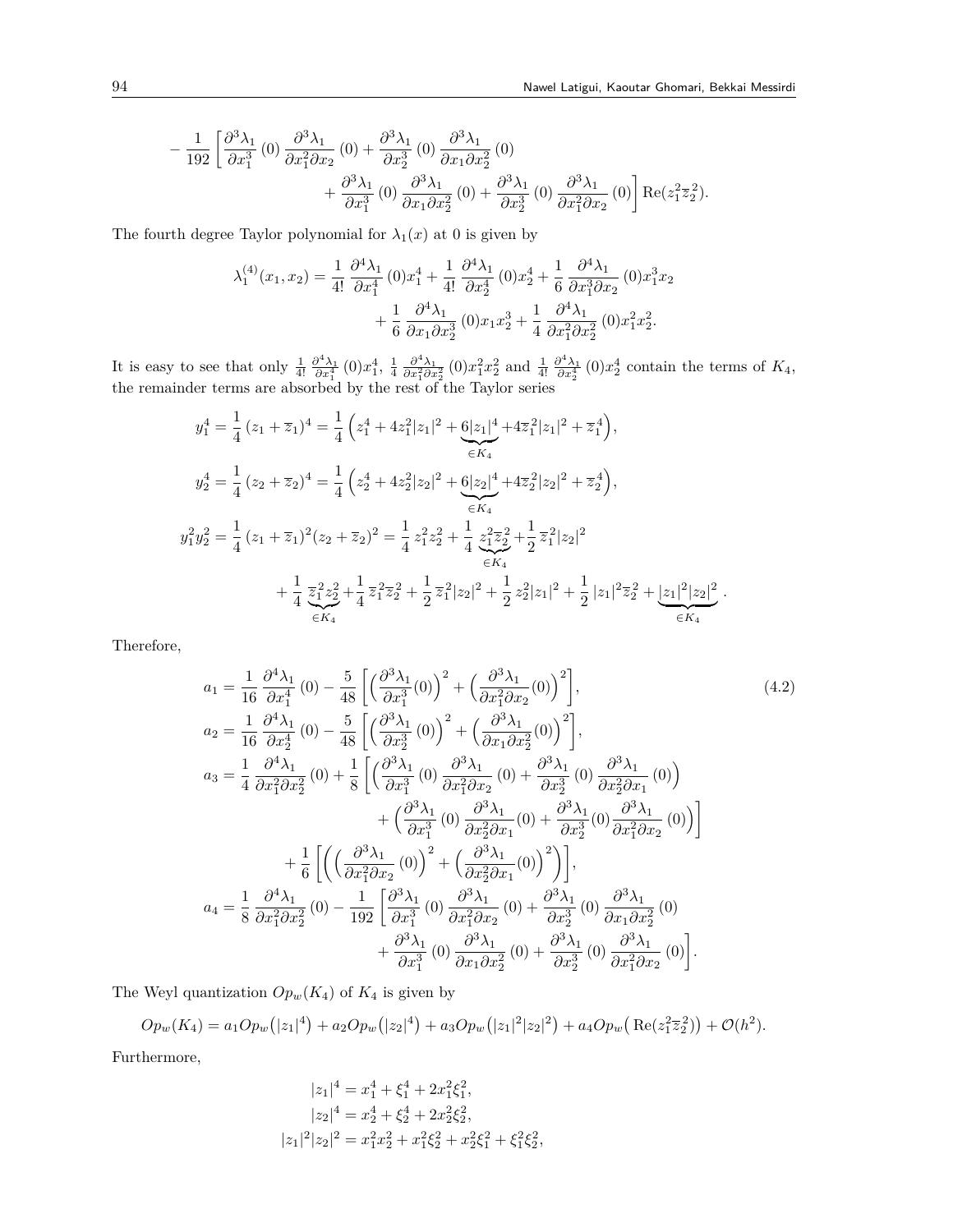$$
-\frac{1}{192}\left[\frac{\partial^3\lambda_1}{\partial x_1^3}(0)\,\frac{\partial^3\lambda_1}{\partial x_1^2\partial x_2}(0)+\frac{\partial^3\lambda_1}{\partial x_2^3}(0)\,\frac{\partial^3\lambda_1}{\partial x_1\partial x_2^2}(0)\right.
$$
$$
\left.+\frac{\partial^3\lambda_1}{\partial x_1^3}(0)\,\frac{\partial^3\lambda_1}{\partial x_1\partial x_2^2}(0)+\frac{\partial^3\lambda_1}{\partial x_2^3}(0)\,\frac{\partial^3\lambda_1}{\partial x_1^2\partial x_2}(0)\right]\mathrm{Re}(z_1^2\overline{z}_2^{\,2}).
$$

The fourth degree Taylor polynomial for $\lambda_1(x)$ at 0 is given by

$$
\lambda_1^{(4)}(x_1,x_2)=\frac{1}{4!}\,\frac{\partial^4\lambda_1}{\partial x_1^4}(0)x_1^4+\frac{1}{4!}\,\frac{\partial^4\lambda_1}{\partial x_2^4}(0)x_2^4+\frac{1}{6}\,\frac{\partial^4\lambda_1}{\partial x_1^3\partial x_2}(0)x_1^3x_2
$$
$$
+\frac{1}{6}\,\frac{\partial^4\lambda_1}{\partial x_1\partial x_2^3}(0)x_1x_2^3+\frac{1}{4}\,\frac{\partial^4\lambda_1}{\partial x_1^2\partial x_2^2}(0)x_1^2x_2^2.
$$

It is easy to see that only $\frac{1}{4!}\,\frac{\partial^4\lambda_1}{\partial x_1^4}(0)x_1^4$, $\frac{1}{4}\,\frac{\partial^4\lambda_1}{\partial x_1^2\partial x_2^2}(0)x_1^2x_2^2$ and $\frac{1}{4!}\,\frac{\partial^4\lambda_1}{\partial x_2^4}(0)x_2^4$ contain the terms of $K_4$, the remainder terms are absorbed by the rest of the Taylor series

$$
y_1^4=\frac{1}{4}\,(z_1+\overline{z}_1)^4=\frac{1}{4}\Big(z_1^4+4z_1^2|z_1|^2+\underbrace{6|z_1|^4}_{\in K_4}+4\overline{z}_1^{\,2}|z_1|^2+\overline{z}_1^{\,4}\Big),
$$
$$
y_2^4=\frac{1}{4}\,(z_2+\overline{z}_2)^4=\frac{1}{4}\Big(z_2^4+4z_2^2|z_2|^2+\underbrace{6|z_2|^4}_{\in K_4}+4\overline{z}_2^{\,2}|z_2|^2+\overline{z}_2^{\,4}\Big),
$$
$$
y_1^2y_2^2=\frac{1}{4}\,(z_1+\overline{z}_1)^2(z_2+\overline{z}_2)^2=\frac{1}{4}\,z_1^2z_2^2+\frac{1}{4}\,\underbrace{z_1^2\overline{z}_2^{\,2}}_{\in K_4}+\frac{1}{2}\,\overline{z}_1^{\,2}|z_2|^2
$$
$$
+\frac{1}{4}\,\underbrace{\overline{z}_1^{\,2}z_2^2}_{\in K_4}+\frac{1}{4}\,\overline{z}_1^{\,2}\overline{z}_2^{\,2}+\frac{1}{2}\,\overline{z}_1^{\,2}|z_2|^2+\frac{1}{2}\,z_2^2|z_1|^2+\frac{1}{2}\,|z_1|^2\overline{z}_2^{\,2}+\underbrace{|z_1|^2|z_2|^2}_{\in K_4}.
$$

Therefore,

$$
\begin{aligned}
a_1&=\frac{1}{16}\,\frac{\partial^4\lambda_1}{\partial x_1^4}(0)-\frac{5}{48}\left[\Big(\frac{\partial^3\lambda_1}{\partial x_1^3}(0)\Big)^2+\Big(\frac{\partial^3\lambda_1}{\partial x_1^2\partial x_2}(0)\Big)^2\right],\\
a_2&=\frac{1}{16}\,\frac{\partial^4\lambda_1}{\partial x_2^4}(0)-\frac{5}{48}\left[\Big(\frac{\partial^3\lambda_1}{\partial x_2^3}(0)\Big)^2+\Big(\frac{\partial^3\lambda_1}{\partial x_1\partial x_2^2}(0)\Big)^2\right],\\
a_3&=\frac{1}{4}\,\frac{\partial^4\lambda_1}{\partial x_1^2\partial x_2^2}(0)+\frac{1}{8}\left[\Big(\frac{\partial^3\lambda_1}{\partial x_1^3}(0)\,\frac{\partial^3\lambda_1}{\partial x_1^2\partial x_2}(0)+\frac{\partial^3\lambda_1}{\partial x_2^3}(0)\,\frac{\partial^3\lambda_1}{\partial x_2^2\partial x_1}(0)\Big)\right.\\
&\qquad\left.+\Big(\frac{\partial^3\lambda_1}{\partial x_1^3}(0)\,\frac{\partial^3\lambda_1}{\partial x_2^2\partial x_1}(0)+\frac{\partial^3\lambda_1}{\partial x_2^3}(0)\frac{\partial^3\lambda_1}{\partial x_1^2\partial x_2}(0)\Big)\right]\\
&\qquad+\frac{1}{6}\left[\Big(\Big(\frac{\partial^3\lambda_1}{\partial x_1^2\partial x_2}(0)\Big)^2+\Big(\frac{\partial^3\lambda_1}{\partial x_2^2\partial x_1}(0)\Big)^2\Big)\right],\\
a_4&=\frac{1}{8}\,\frac{\partial^4\lambda_1}{\partial x_1^2\partial x_2^2}(0)-\frac{1}{192}\left[\frac{\partial^3\lambda_1}{\partial x_1^3}(0)\,\frac{\partial^3\lambda_1}{\partial x_1^2\partial x_2}(0)+\frac{\partial^3\lambda_1}{\partial x_2^3}(0)\,\frac{\partial^3\lambda_1}{\partial x_1\partial x_2^2}(0)\right.\\
&\qquad\left.+\frac{\partial^3\lambda_1}{\partial x_1^3}(0)\,\frac{\partial^3\lambda_1}{\partial x_1\partial x_2^2}(0)+\frac{\partial^3\lambda_1}{\partial x_2^3}(0)\,\frac{\partial^3\lambda_1}{\partial x_1^2\partial x_2}(0)\right].
\end{aligned}
\tag{4.2}
$$

The Weyl quantization $Op_w(K_4)$ of $K_4$ is given by

$$
Op_w(K_4)=a_1Op_w\big(|z_1|^4\big)+a_2Op_w\big(|z_2|^4\big)+a_3Op_w\big(|z_1|^2|z_2|^2\big)+a_4Op_w\big(\,\mathrm{Re}(z_1^2\overline{z}_2^{\,2})\big)+\mathcal{O}(h^2).
$$

Furthermore,

$$
\begin{aligned}
|z_1|^4&=x_1^4+\xi_1^4+2x_1^2\xi_1^2,\\
|z_2|^4&=x_2^4+\xi_2^4+2x_2^2\xi_2^2,\\
|z_1|^2|z_2|^2&=x_1^2x_2^2+x_1^2\xi_2^2+x_2^2\xi_1^2+\xi_1^2\xi_2^2,
\end{aligned}
$$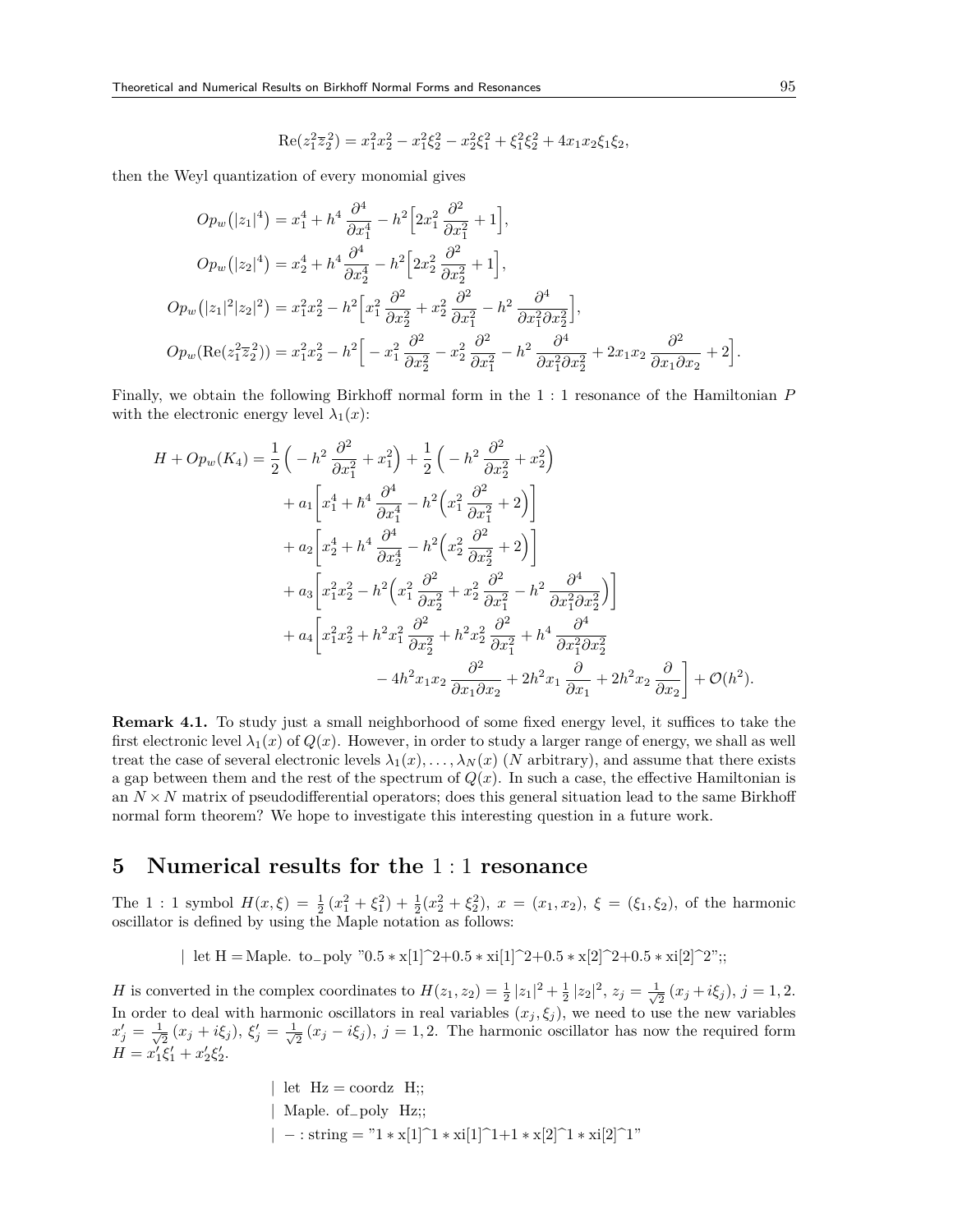$$\mathrm{Re}(z_1^2\overline{z}_2^2) = x_1^2x_2^2 - x_1^2\xi_2^2 - x_2^2\xi_1^2 + \xi_1^2\xi_2^2 + 4x_1x_2\xi_1\xi_2,$$

then the Weyl quantization of every monomial gives

$$\begin{aligned}
Op_w\big(|z_1|^4\big) &= x_1^4 + h^4\,\frac{\partial^4}{\partial x_1^4} - h^2\Big[2x_1^2\,\frac{\partial^2}{\partial x_1^2} + 1\Big],\\
Op_w\big(|z_2|^4\big) &= x_2^4 + h^4\,\frac{\partial^4}{\partial x_2^4} - h^2\Big[2x_2^2\,\frac{\partial^2}{\partial x_2^2} + 1\Big],\\
Op_w\big(|z_1|^2|z_2|^2\big) &= x_1^2x_2^2 - h^2\Big[x_1^2\,\frac{\partial^2}{\partial x_2^2} + x_2^2\,\frac{\partial^2}{\partial x_1^2} - h^2\,\frac{\partial^4}{\partial x_1^2\partial x_2^2}\Big],\\
Op_w(\mathrm{Re}(z_1^2\overline{z}_2^2)) &= x_1^2x_2^2 - h^2\Big[-x_1^2\,\frac{\partial^2}{\partial x_2^2} - x_2^2\,\frac{\partial^2}{\partial x_1^2} - h^2\,\frac{\partial^4}{\partial x_1^2\partial x_2^2} + 2x_1x_2\,\frac{\partial^2}{\partial x_1\partial x_2} + 2\Big].
\end{aligned}$$

Finally, we obtain the following Birkhoff normal form in the $1:1$ resonance of the Hamiltonian $P$ with the electronic energy level $\lambda_1(x)$:

$$\begin{aligned}
H + Op_w(K_4) = {}& \frac{1}{2}\Big(-h^2\,\frac{\partial^2}{\partial x_1^2} + x_1^2\Big) + \frac{1}{2}\Big(-h^2\,\frac{\partial^2}{\partial x_2^2} + x_2^2\Big)\\
&+ a_1\bigg[x_1^4 + \hbar^4\,\frac{\partial^4}{\partial x_1^4} - h^2\Big(x_1^2\,\frac{\partial^2}{\partial x_1^2} + 2\Big)\bigg]\\
&+ a_2\bigg[x_2^4 + h^4\,\frac{\partial^4}{\partial x_2^4} - h^2\Big(x_2^2\,\frac{\partial^2}{\partial x_2^2} + 2\Big)\bigg]\\
&+ a_3\bigg[x_1^2x_2^2 - h^2\Big(x_1^2\,\frac{\partial^2}{\partial x_2^2} + x_2^2\,\frac{\partial^2}{\partial x_1^2} - h^2\,\frac{\partial^4}{\partial x_1^2\partial x_2^2}\Big)\bigg]\\
&+ a_4\bigg[x_1^2x_2^2 + h^2x_1^2\,\frac{\partial^2}{\partial x_2^2} + h^2x_2^2\,\frac{\partial^2}{\partial x_1^2} + h^4\,\frac{\partial^4}{\partial x_1^2\partial x_2^2}\\
&\qquad - 4h^2x_1x_2\,\frac{\partial^2}{\partial x_1\partial x_2} + 2h^2x_1\,\frac{\partial}{\partial x_1} + 2h^2x_2\,\frac{\partial}{\partial x_2}\bigg] + \mathcal{O}(h^2).
\end{aligned}$$

**Remark 4.1.** To study just a small neighborhood of some fixed energy level, it suffices to take the first electronic level $\lambda_1(x)$ of $Q(x)$. However, in order to study a larger range of energy, we shall as well treat the case of several electronic levels $\lambda_1(x),\dots,\lambda_N(x)$ ($N$ arbitrary), and assume that there exists a gap between them and the rest of the spectrum of $Q(x)$. In such a case, the effective Hamiltonian is an $N\times N$ matrix of pseudodifferential operators; does this general situation lead to the same Birkhoff normal form theorem? We hope to investigate this interesting question in a future work.

## 5 Numerical results for the $1:1$ resonance

The $1:1$ symbol $H(x,\xi) = \frac{1}{2}(x_1^2+\xi_1^2) + \frac{1}{2}(x_2^2+\xi_2^2)$, $x=(x_1,x_2)$, $\xi=(\xi_1,\xi_2)$, of the harmonic oscillator is defined by using the Maple notation as follows:

```
| let H = Maple. to_poly "0.5 * x[1]^2+0.5 * xi[1]^2+0.5 * x[2]^2+0.5 * xi[2]^2";;
```

$H$ is converted in the complex coordinates to $H(z_1,z_2) = \frac{1}{2}|z_1|^2 + \frac{1}{2}|z_2|^2$, $z_j = \frac{1}{\sqrt{2}}(x_j + i\xi_j)$, $j=1,2$. In order to deal with harmonic oscillators in real variables $(x_j,\xi_j)$, we need to use the new variables $x_j' = \frac{1}{\sqrt{2}}(x_j + i\xi_j)$, $\xi_j' = \frac{1}{\sqrt{2}}(x_j - i\xi_j)$, $j=1,2$. The harmonic oscillator has now the required form $H = x_1'\xi_1' + x_2'\xi_2'$.

```
| let  Hz = coordz  H;;
| Maple. of_poly  Hz;;
| − : string = "1 * x[1]^1 * xi[1]^1+1 * x[2]^1 * xi[2]^1"
```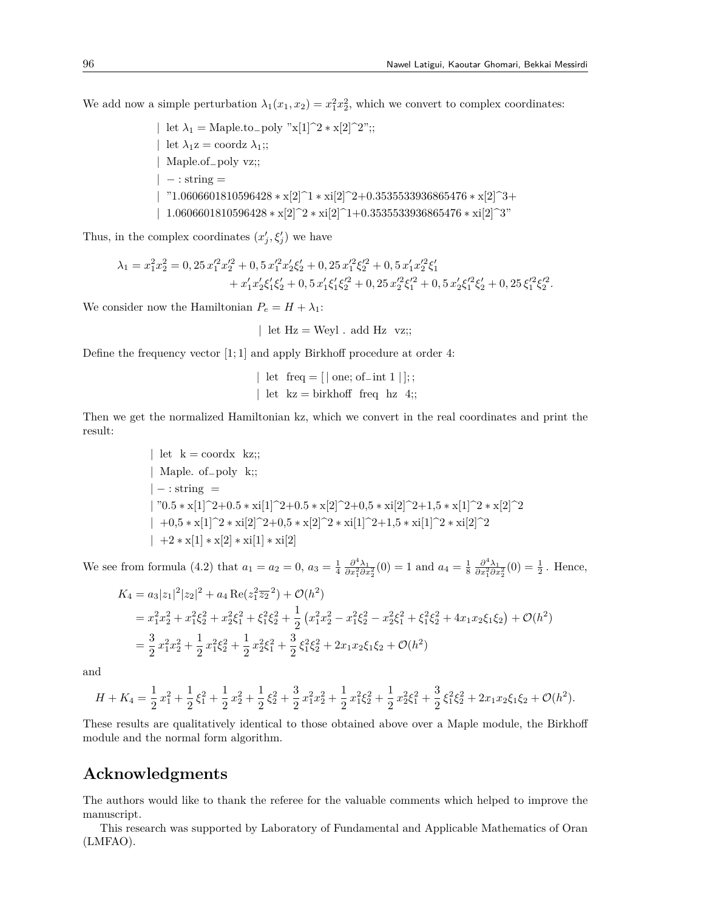We add now a simple perturbation $\lambda_1(x_1, x_2) = x_1^2 x_2^2$, which we convert to complex coordinates:

```
| let λ1 = Maple.to_poly "x[1]^2 * x[2]^2";;
| let λ1z = coordz λ1;;
| Maple.of_poly vz;;
| − : string =
| "1.0606601810596428 * x[2]^1 * xi[2]^2+0.3535533936865476 * x[2]^3+
| 1.0606601810596428 * x[2]^2 * xi[2]^1+0.3535533936865476 * xi[2]^3"
```

Thus, in the complex coordinates $(x_j', \xi_j')$ we have

$$\lambda_1 = x_1^2 x_2^2 = 0,25\, x_1'^2 x_2'^2 + 0,5\, x_1'^2 x_2' \xi_2' + 0,25\, x_1'^2 \xi_2'^2 + 0,5\, x_1' x_2'^2 \xi_1' + x_1' x_2' \xi_1' \xi_2' + 0,5\, x_1' \xi_1' \xi_2'^2 + 0,25\, x_2'^2 \xi_1'^2 + 0,5\, x_2' \xi_1'^2 \xi_2' + 0,25\, \xi_1'^2 \xi_2'^2.$$

We consider now the Hamiltonian $P_e = H + \lambda_1$:

```
| let Hz = Weyl . add Hz  vz;;
```

Define the frequency vector $[1; 1]$ and apply Birkhoff procedure at order 4:

```
| let  freq = [| one; of_int 1 |];;
| let  kz = birkhoff  freq  hz  4;;
```

Then we get the normalized Hamiltonian kz, which we convert in the real coordinates and print the result:

```
| let  k = coordx  kz;;
| Maple. of_poly  k;;
| − : string  =
| "0.5 * x[1]^2+0.5 * xi[1]^2+0.5 * x[2]^2+0,5 * xi[2]^2+1,5 * x[1]^2 * x[2]^2
| +0,5 * x[1]^2 * xi[2]^2+0,5 * x[2]^2 * xi[1]^2+1,5 * xi[1]^2 * xi[2]^2
| +2 * x[1] * x[2] * xi[1] * xi[2]
```

We see from formula (4.2) that $a_1 = a_2 = 0$, $a_3 = \frac{1}{4}\, \frac{\partial^4 \lambda_1}{\partial x_1^2 \partial x_2^2}(0) = 1$ and $a_4 = \frac{1}{8}\, \frac{\partial^4 \lambda_1}{\partial x_1^2 \partial x_2^2}(0) = \frac{1}{2}$ . Hence,

$$\begin{aligned}
K_4 &= a_3 |z_1|^2 |z_2|^2 + a_4 \operatorname{Re}(z_1^2 \overline{z_2}^2) + \mathcal{O}(h^2) \\
&= x_1^2 x_2^2 + x_1^2 \xi_2^2 + x_2^2 \xi_1^2 + \xi_1^2 \xi_2^2 + \frac{1}{2}\left(x_1^2 x_2^2 - x_1^2 \xi_2^2 - x_2^2 \xi_1^2 + \xi_1^2 \xi_2^2 + 4 x_1 x_2 \xi_1 \xi_2\right) + \mathcal{O}(h^2) \\
&= \frac{3}{2}\, x_1^2 x_2^2 + \frac{1}{2}\, x_1^2 \xi_2^2 + \frac{1}{2}\, x_2^2 \xi_1^2 + \frac{3}{2}\, \xi_1^2 \xi_2^2 + 2 x_1 x_2 \xi_1 \xi_2 + \mathcal{O}(h^2)
\end{aligned}$$

and

$$H + K_4 = \frac{1}{2}\, x_1^2 + \frac{1}{2}\, \xi_1^2 + \frac{1}{2}\, x_2^2 + \frac{1}{2}\, \xi_2^2 + \frac{3}{2}\, x_1^2 x_2^2 + \frac{1}{2}\, x_1^2 \xi_2^2 + \frac{1}{2}\, x_2^2 \xi_1^2 + \frac{3}{2}\, \xi_1^2 \xi_2^2 + 2 x_1 x_2 \xi_1 \xi_2 + \mathcal{O}(h^2).$$

These results are qualitatively identical to those obtained above over a Maple module, the Birkhoff module and the normal form algorithm.

## Acknowledgments

The authors would like to thank the referee for the valuable comments which helped to improve the manuscript.

This research was supported by Laboratory of Fundamental and Applicable Mathematics of Oran (LMFAO).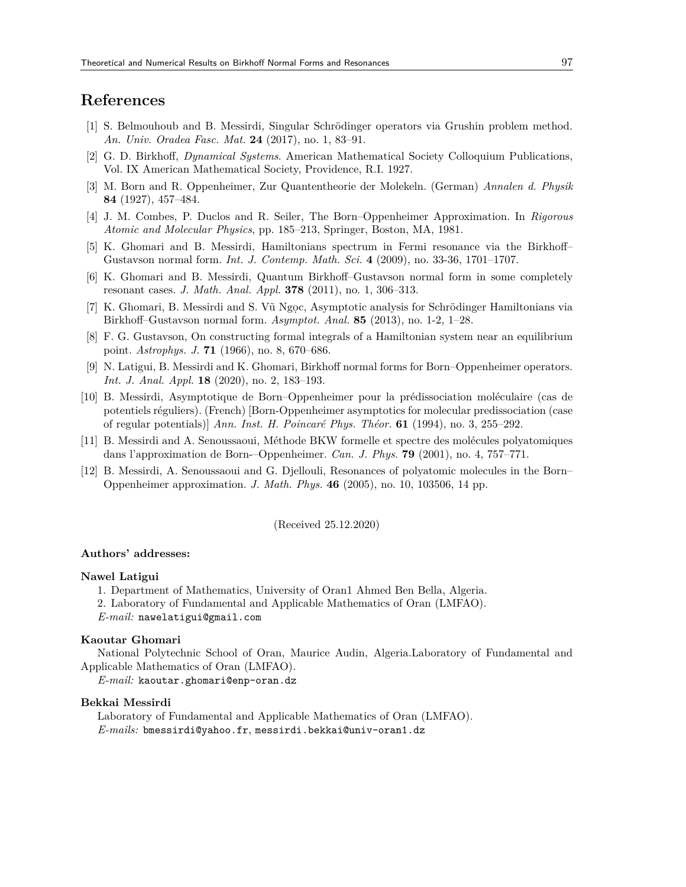# References

[1] S. Belmouhoub and B. Messirdi, Singular Schrödinger operators via Grushin problem method. *An. Univ. Oradea Fasc. Mat.* **24** (2017), no. 1, 83–91.

[2] G. D. Birkhoff, *Dynamical Systems*. American Mathematical Society Colloquium Publications, Vol. IX American Mathematical Society, Providence, R.I. 1927.

[3] M. Born and R. Oppenheimer, Zur Quantentheorie der Molekeln. (German) *Annalen d. Physik* **84** (1927), 457–484.

[4] J. M. Combes, P. Duclos and R. Seiler, The Born–Oppenheimer Approximation. In *Rigorous Atomic and Molecular Physics*, pp. 185–213, Springer, Boston, MA, 1981.

[5] K. Ghomari and B. Messirdi, Hamiltonians spectrum in Fermi resonance via the Birkhoff–Gustavson normal form. *Int. J. Contemp. Math. Sci.* **4** (2009), no. 33-36, 1701–1707.

[6] K. Ghomari and B. Messirdi, Quantum Birkhoff–Gustavson normal form in some completely resonant cases. *J. Math. Anal. Appl.* **378** (2011), no. 1, 306–313.

[7] K. Ghomari, B. Messirdi and S. Vũ Ngọc, Asymptotic analysis for Schrödinger Hamiltonians via Birkhoff–Gustavson normal form. *Asymptot. Anal.* **85** (2013), no. 1-2, 1–28.

[8] F. G. Gustavson, On constructing formal integrals of a Hamiltonian system near an equilibrium point. *Astrophys. J.* **71** (1966), no. 8, 670–686.

[9] N. Latigui, B. Messirdi and K. Ghomari, Birkhoff normal forms for Born–Oppenheimer operators. *Int. J. Anal. Appl.* **18** (2020), no. 2, 183–193.

[10] B. Messirdi, Asymptotique de Born–Oppenheimer pour la prédissociation moléculaire (cas de potentiels réguliers). (French) [Born-Oppenheimer asymptotics for molecular predissociation (case of regular potentials)] *Ann. Inst. H. Poincaré Phys. Théor.* **61** (1994), no. 3, 255–292.

[11] B. Messirdi and A. Senoussaoui, Méthode BKW formelle et spectre des molécules polyatomiques dans l'approximation de Born-–Oppenheimer. *Can. J. Phys.* **79** (2001), no. 4, 757–771.

[12] B. Messirdi, A. Senoussaoui and G. Djellouli, Resonances of polyatomic molecules in the Born–Oppenheimer approximation. *J. Math. Phys.* **46** (2005), no. 10, 103506, 14 pp.

(Received 25.12.2020)

**Authors' addresses:**

**Nawel Latigui**

1. Department of Mathematics, University of Oran1 Ahmed Ben Bella, Algeria.
2. Laboratory of Fundamental and Applicable Mathematics of Oran (LMFAO).

*E-mail:* nawelatigui@gmail.com

**Kaoutar Ghomari**

National Polytechnic School of Oran, Maurice Audin, Algeria.Laboratory of Fundamental and Applicable Mathematics of Oran (LMFAO).

*E-mail:* kaoutar.ghomari@enp-oran.dz

**Bekkai Messirdi**

Laboratory of Fundamental and Applicable Mathematics of Oran (LMFAO).

*E-mails:* bmessirdi@yahoo.fr, messirdi.bekkai@univ-oran1.dz